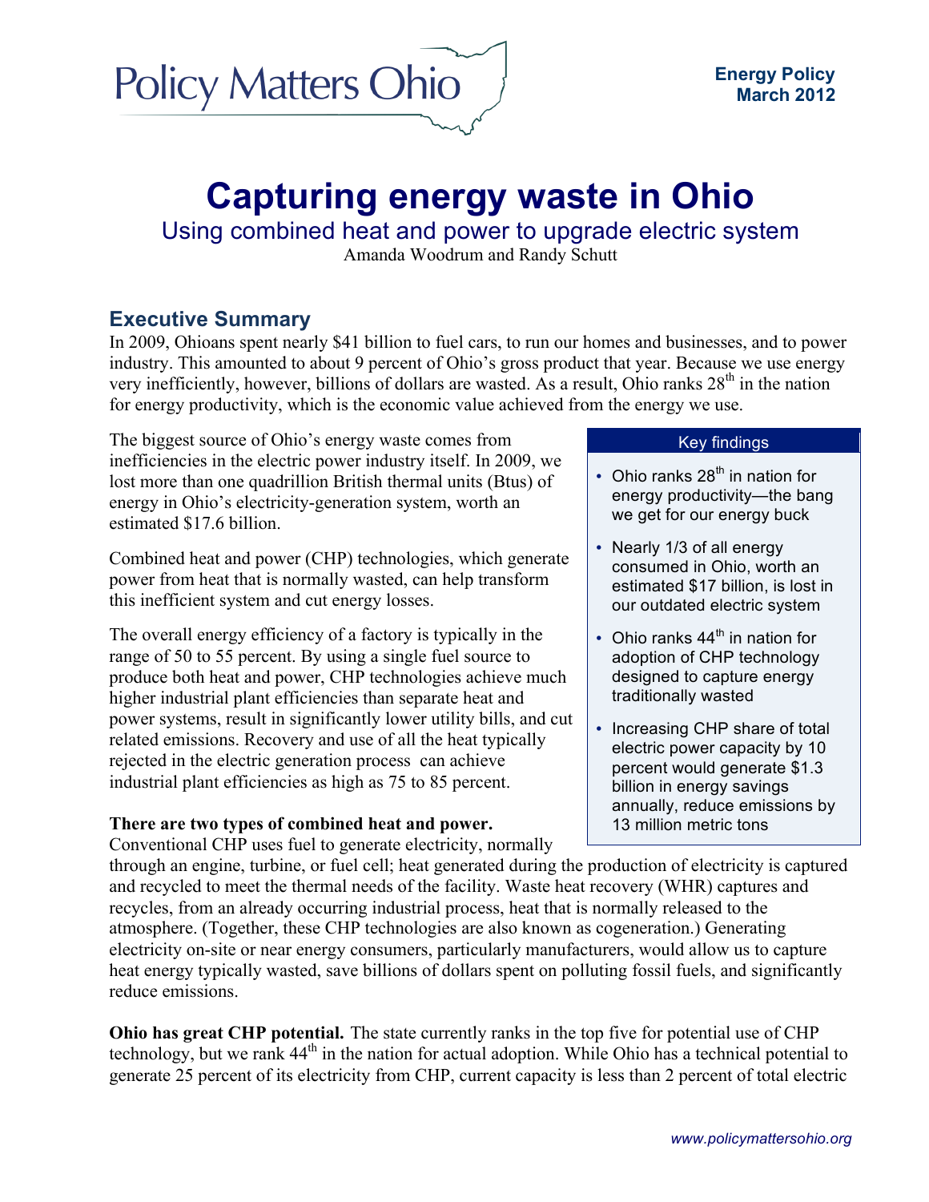Policy Matters Ohio

**Energy Policy**
**March 2012**

# Capturing energy waste in Ohio

## Using combined heat and power to upgrade electric system

Amanda Woodrum and Randy Schutt

## Executive Summary

In 2009, Ohioans spent nearly $41 billion to fuel cars, to run our homes and businesses, and to power industry. This amounted to about 9 percent of Ohio's gross product that year. Because we use energy very inefficiently, however, billions of dollars are wasted. As a result, Ohio ranks 28th in the nation for energy productivity, which is the economic value achieved from the energy we use.

The biggest source of Ohio's energy waste comes from inefficiencies in the electric power industry itself. In 2009, we lost more than one quadrillion British thermal units (Btus) of energy in Ohio's electricity-generation system, worth an estimated $17.6 billion.

Combined heat and power (CHP) technologies, which generate power from heat that is normally wasted, can help transform this inefficient system and cut energy losses.

The overall energy efficiency of a factory is typically in the range of 50 to 55 percent. By using a single fuel source to produce both heat and power, CHP technologies achieve much higher industrial plant efficiencies than separate heat and power systems, result in significantly lower utility bills, and cut related emissions. Recovery and use of all the heat typically rejected in the electric generation process can achieve industrial plant efficiencies as high as 75 to 85 percent.

> **Key findings**
>
> - Ohio ranks 28th in nation for energy productivity—the bang we get for our energy buck
> - Nearly 1/3 of all energy consumed in Ohio, worth an estimated $17 billion, is lost in our outdated electric system
> - Ohio ranks 44th in nation for adoption of CHP technology designed to capture energy traditionally wasted
> - Increasing CHP share of total electric power capacity by 10 percent would generate $1.3 billion in energy savings annually, reduce emissions by 13 million metric tons

**There are two types of combined heat and power.** Conventional CHP uses fuel to generate electricity, normally through an engine, turbine, or fuel cell; heat generated during the production of electricity is captured and recycled to meet the thermal needs of the facility. Waste heat recovery (WHR) captures and recycles, from an already occurring industrial process, heat that is normally released to the atmosphere. (Together, these CHP technologies are also known as cogeneration.) Generating electricity on-site or near energy consumers, particularly manufacturers, would allow us to capture heat energy typically wasted, save billions of dollars spent on polluting fossil fuels, and significantly reduce emissions.

**Ohio has great CHP potential.** The state currently ranks in the top five for potential use of CHP technology, but we rank 44th in the nation for actual adoption. While Ohio has a technical potential to generate 25 percent of its electricity from CHP, current capacity is less than 2 percent of total electric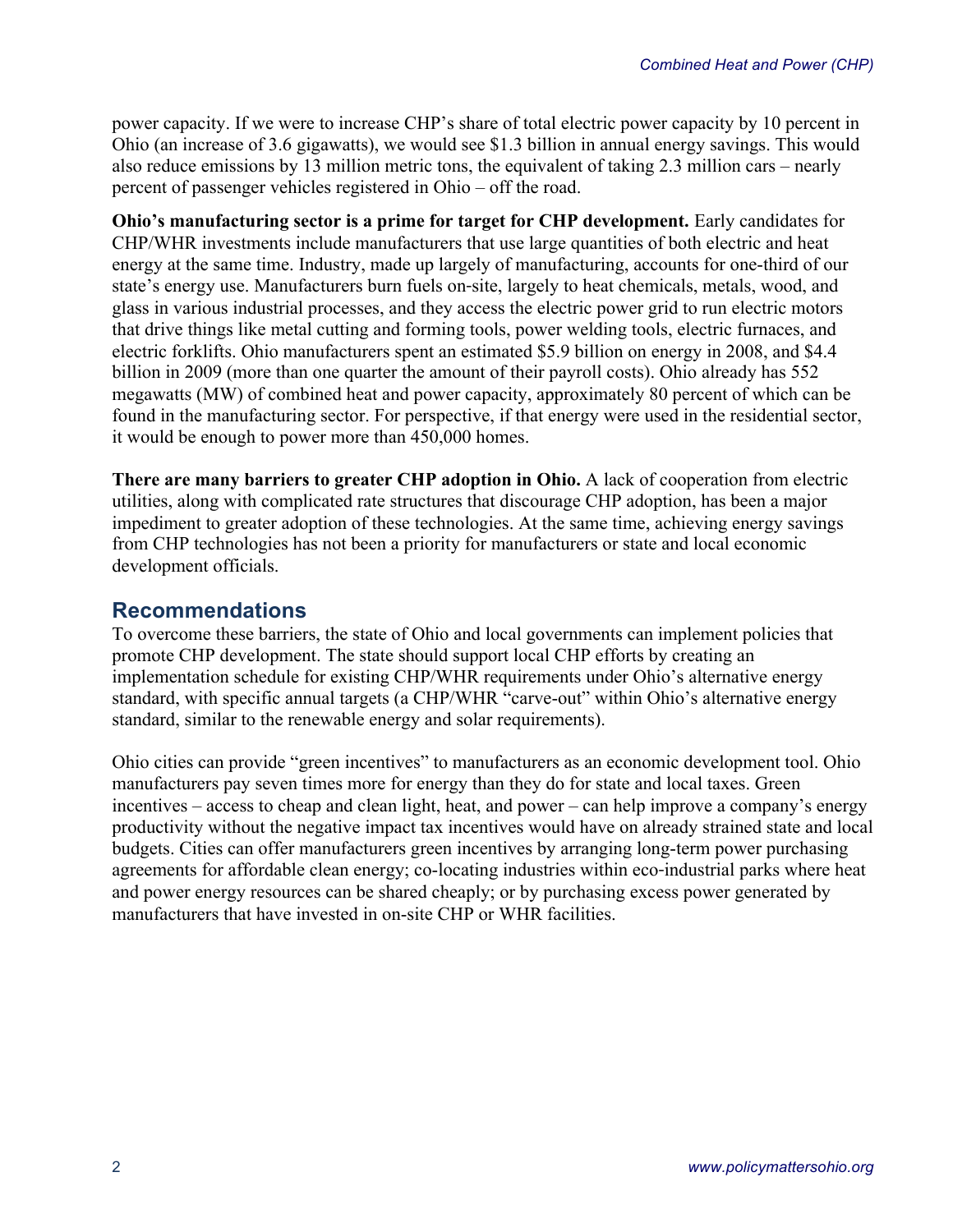power capacity. If we were to increase CHP's share of total electric power capacity by 10 percent in Ohio (an increase of 3.6 gigawatts), we would see $1.3 billion in annual energy savings. This would also reduce emissions by 13 million metric tons, the equivalent of taking 2.3 million cars – nearly percent of passenger vehicles registered in Ohio – off the road.

**Ohio's manufacturing sector is a prime for target for CHP development.** Early candidates for CHP/WHR investments include manufacturers that use large quantities of both electric and heat energy at the same time. Industry, made up largely of manufacturing, accounts for one-third of our state's energy use. Manufacturers burn fuels on-site, largely to heat chemicals, metals, wood, and glass in various industrial processes, and they access the electric power grid to run electric motors that drive things like metal cutting and forming tools, power welding tools, electric furnaces, and electric forklifts. Ohio manufacturers spent an estimated $5.9 billion on energy in 2008, and $4.4 billion in 2009 (more than one quarter the amount of their payroll costs). Ohio already has 552 megawatts (MW) of combined heat and power capacity, approximately 80 percent of which can be found in the manufacturing sector. For perspective, if that energy were used in the residential sector, it would be enough to power more than 450,000 homes.

**There are many barriers to greater CHP adoption in Ohio.** A lack of cooperation from electric utilities, along with complicated rate structures that discourage CHP adoption, has been a major impediment to greater adoption of these technologies. At the same time, achieving energy savings from CHP technologies has not been a priority for manufacturers or state and local economic development officials.

## Recommendations

To overcome these barriers, the state of Ohio and local governments can implement policies that promote CHP development. The state should support local CHP efforts by creating an implementation schedule for existing CHP/WHR requirements under Ohio's alternative energy standard, with specific annual targets (a CHP/WHR "carve-out" within Ohio's alternative energy standard, similar to the renewable energy and solar requirements).

Ohio cities can provide "green incentives" to manufacturers as an economic development tool. Ohio manufacturers pay seven times more for energy than they do for state and local taxes. Green incentives – access to cheap and clean light, heat, and power – can help improve a company's energy productivity without the negative impact tax incentives would have on already strained state and local budgets. Cities can offer manufacturers green incentives by arranging long-term power purchasing agreements for affordable clean energy; co-locating industries within eco-industrial parks where heat and power energy resources can be shared cheaply; or by purchasing excess power generated by manufacturers that have invested in on-site CHP or WHR facilities.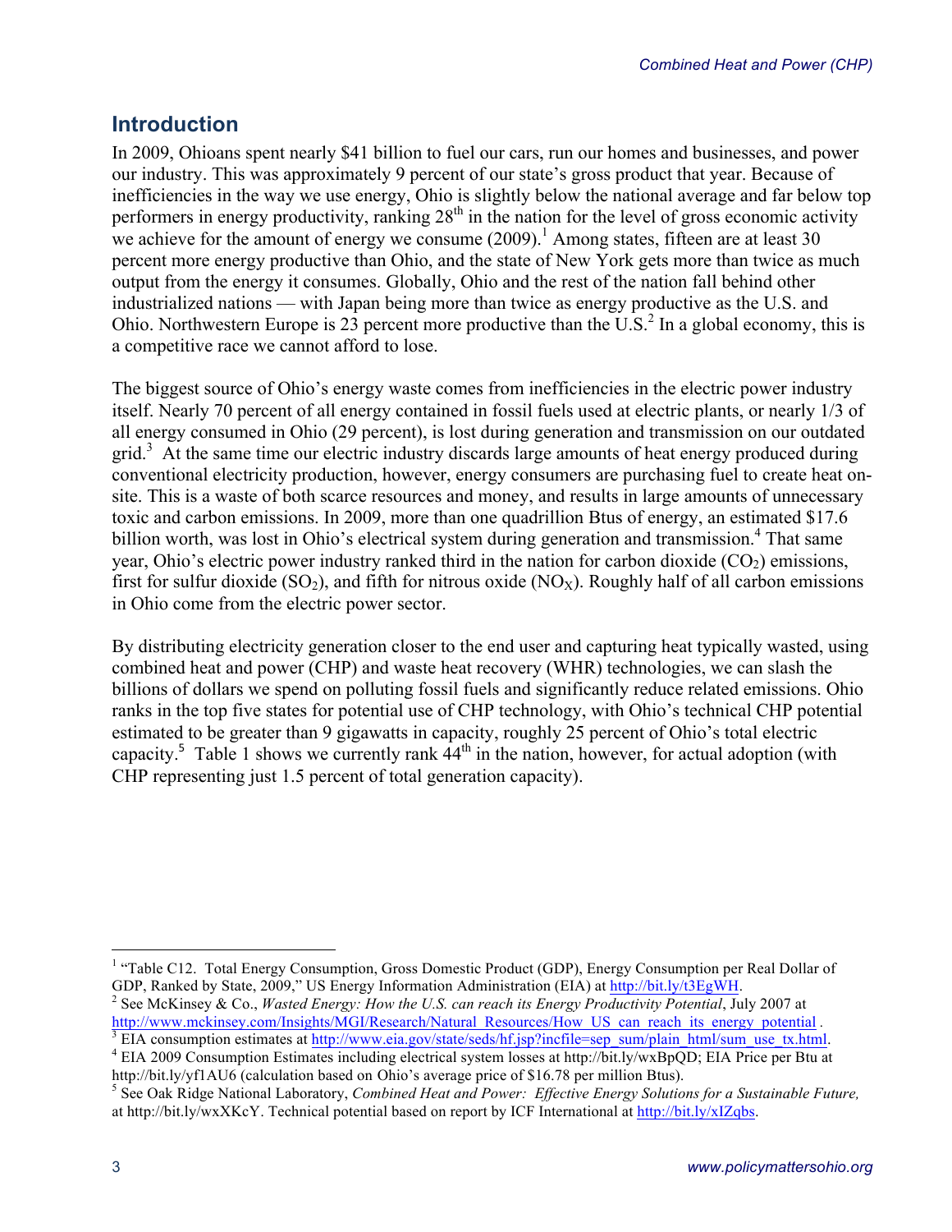## Introduction

In 2009, Ohioans spent nearly $41 billion to fuel our cars, run our homes and businesses, and power our industry. This was approximately 9 percent of our state's gross product that year. Because of inefficiencies in the way we use energy, Ohio is slightly below the national average and far below top performers in energy productivity, ranking 28th in the nation for the level of gross economic activity we achieve for the amount of energy we consume (2009).[1] Among states, fifteen are at least 30 percent more energy productive than Ohio, and the state of New York gets more than twice as much output from the energy it consumes. Globally, Ohio and the rest of the nation fall behind other industrialized nations — with Japan being more than twice as energy productive as the U.S. and Ohio. Northwestern Europe is 23 percent more productive than the U.S.[2] In a global economy, this is a competitive race we cannot afford to lose.

The biggest source of Ohio's energy waste comes from inefficiencies in the electric power industry itself. Nearly 70 percent of all energy contained in fossil fuels used at electric plants, or nearly 1/3 of all energy consumed in Ohio (29 percent), is lost during generation and transmission on our outdated grid.[3] At the same time our electric industry discards large amounts of heat energy produced during conventional electricity production, however, energy consumers are purchasing fuel to create heat on-site. This is a waste of both scarce resources and money, and results in large amounts of unnecessary toxic and carbon emissions. In 2009, more than one quadrillion Btus of energy, an estimated $17.6 billion worth, was lost in Ohio's electrical system during generation and transmission.[4] That same year, Ohio's electric power industry ranked third in the nation for carbon dioxide ($CO_2$) emissions, first for sulfur dioxide ($SO_2$), and fifth for nitrous oxide ($NO_X$). Roughly half of all carbon emissions in Ohio come from the electric power sector.

By distributing electricity generation closer to the end user and capturing heat typically wasted, using combined heat and power (CHP) and waste heat recovery (WHR) technologies, we can slash the billions of dollars we spend on polluting fossil fuels and significantly reduce related emissions. Ohio ranks in the top five states for potential use of CHP technology, with Ohio's technical CHP potential estimated to be greater than 9 gigawatts in capacity, roughly 25 percent of Ohio's total electric capacity.[5] Table 1 shows we currently rank 44th in the nation, however, for actual adoption (with CHP representing just 1.5 percent of total generation capacity).

---

[1] "Table C12. Total Energy Consumption, Gross Domestic Product (GDP), Energy Consumption per Real Dollar of GDP, Ranked by State, 2009," US Energy Information Administration (EIA) at http://bit.ly/t3EgWH.

[2] See McKinsey & Co., *Wasted Energy: How the U.S. can reach its Energy Productivity Potential*, July 2007 at http://www.mckinsey.com/Insights/MGI/Research/Natural_Resources/How_US_can_reach_its_energy_potential .

[3] EIA consumption estimates at http://www.eia.gov/state/seds/hf.jsp?incfile=sep_sum/plain_html/sum_use_tx.html.

[4] EIA 2009 Consumption Estimates including electrical system losses at http://bit.ly/wxBpQD; EIA Price per Btu at http://bit.ly/yf1AU6 (calculation based on Ohio's average price of $16.78 per million Btus).

[5] See Oak Ridge National Laboratory, *Combined Heat and Power: Effective Energy Solutions for a Sustainable Future,* at http://bit.ly/wxXKcY. Technical potential based on report by ICF International at http://bit.ly/xIZqbs.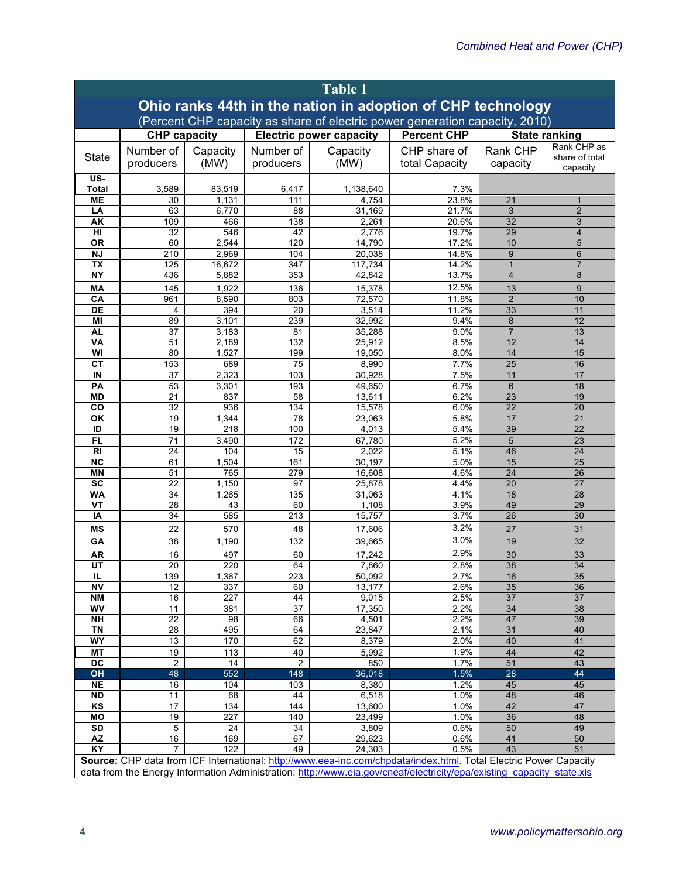**Table 1**

**Ohio ranks 44th in the nation in adoption of CHP technology**

(Percent CHP capacity as share of electric power generation capacity, 2010)

| | CHP capacity | | Electric power capacity | | Percent CHP | State ranking | |
|---|---|---|---|---|---|---|---|
| State | Number of producers | Capacity (MW) | Number of producers | Capacity (MW) | CHP share of total Capacity | Rank CHP capacity | Rank CHP as share of total capacity |
| **US-Total** | 3,589 | 83,519 | 6,417 | 1,138,640 | 7.3% | | |
| **ME** | 30 | 1,131 | 111 | 4,754 | 23.8% | 21 | 1 |
| **LA** | 63 | 6,770 | 88 | 31,169 | 21.7% | 3 | 2 |
| **AK** | 109 | 466 | 138 | 2,261 | 20.6% | 32 | 3 |
| **HI** | 32 | 546 | 42 | 2,776 | 19.7% | 29 | 4 |
| **OR** | 60 | 2,544 | 120 | 14,790 | 17.2% | 10 | 5 |
| **NJ** | 210 | 2,969 | 104 | 20,038 | 14.8% | 9 | 6 |
| **TX** | 125 | 16,672 | 347 | 117,734 | 14.2% | 1 | 7 |
| **NY** | 436 | 5,882 | 353 | 42,842 | 13.7% | 4 | 8 |
| **MA** | 145 | 1,922 | 136 | 15,378 | 12.5% | 13 | 9 |
| **CA** | 961 | 8,590 | 803 | 72,570 | 11.8% | 2 | 10 |
| **DE** | 4 | 394 | 20 | 3,514 | 11.2% | 33 | 11 |
| **MI** | 89 | 3,101 | 239 | 32,992 | 9.4% | 8 | 12 |
| **AL** | 37 | 3,183 | 81 | 35,288 | 9.0% | 7 | 13 |
| **VA** | 51 | 2,189 | 132 | 25,912 | 8.5% | 12 | 14 |
| **WI** | 80 | 1,527 | 199 | 19,050 | 8.0% | 14 | 15 |
| **CT** | 153 | 689 | 75 | 8,990 | 7.7% | 25 | 16 |
| **IN** | 37 | 2,323 | 103 | 30,928 | 7.5% | 11 | 17 |
| **PA** | 53 | 3,301 | 193 | 49,650 | 6.7% | 6 | 18 |
| **MD** | 21 | 837 | 58 | 13,611 | 6.2% | 23 | 19 |
| **CO** | 32 | 936 | 134 | 15,578 | 6.0% | 22 | 20 |
| **OK** | 19 | 1,344 | 78 | 23,063 | 5.8% | 17 | 21 |
| **ID** | 19 | 218 | 100 | 4,013 | 5.4% | 39 | 22 |
| **FL** | 71 | 3,490 | 172 | 67,780 | 5.2% | 5 | 23 |
| **RI** | 24 | 104 | 15 | 2,022 | 5.1% | 46 | 24 |
| **NC** | 61 | 1,504 | 161 | 30,197 | 5.0% | 15 | 25 |
| **MN** | 51 | 765 | 279 | 16,608 | 4.6% | 24 | 26 |
| **SC** | 22 | 1,150 | 97 | 25,878 | 4.4% | 20 | 27 |
| **WA** | 34 | 1,265 | 135 | 31,063 | 4.1% | 18 | 28 |
| **VT** | 28 | 43 | 60 | 1,108 | 3.9% | 49 | 29 |
| **IA** | 34 | 585 | 213 | 15,757 | 3.7% | 26 | 30 |
| **MS** | 22 | 570 | 48 | 17,606 | 3.2% | 27 | 31 |
| **GA** | 38 | 1,190 | 132 | 39,665 | 3.0% | 19 | 32 |
| **AR** | 16 | 497 | 60 | 17,242 | 2.9% | 30 | 33 |
| **UT** | 20 | 220 | 64 | 7,860 | 2.8% | 38 | 34 |
| **IL** | 139 | 1,367 | 223 | 50,092 | 2.7% | 16 | 35 |
| **NV** | 12 | 337 | 60 | 13,177 | 2.6% | 35 | 36 |
| **NM** | 16 | 227 | 44 | 9,015 | 2.5% | 37 | 37 |
| **WV** | 11 | 381 | 37 | 17,350 | 2.2% | 34 | 38 |
| **NH** | 22 | 98 | 66 | 4,501 | 2.2% | 47 | 39 |
| **TN** | 28 | 495 | 64 | 23,847 | 2.1% | 31 | 40 |
| **WY** | 13 | 170 | 62 | 8,379 | 2.0% | 40 | 41 |
| **MT** | 19 | 113 | 40 | 5,992 | 1.9% | 44 | 42 |
| **DC** | 2 | 14 | 2 | 850 | 1.7% | 51 | 43 |
| **OH** | 48 | 552 | 148 | 36,018 | 1.5% | 28 | 44 |
| **NE** | 16 | 104 | 103 | 8,380 | 1.2% | 45 | 45 |
| **ND** | 11 | 68 | 44 | 6,518 | 1.0% | 48 | 46 |
| **KS** | 17 | 134 | 144 | 13,600 | 1.0% | 42 | 47 |
| **MO** | 19 | 227 | 140 | 23,499 | 1.0% | 36 | 48 |
| **SD** | 5 | 24 | 34 | 3,809 | 0.6% | 50 | 49 |
| **AZ** | 16 | 169 | 67 | 29,623 | 0.6% | 41 | 50 |
| **KY** | 7 | 122 | 49 | 24,303 | 0.5% | 43 | 51 |

**Source:** CHP data from ICF International: http://www.eea-inc.com/chpdata/index.html. Total Electric Power Capacity data from the Energy Information Administration: http://www.eia.gov/cneaf/electricity/epa/existing_capacity_state.xls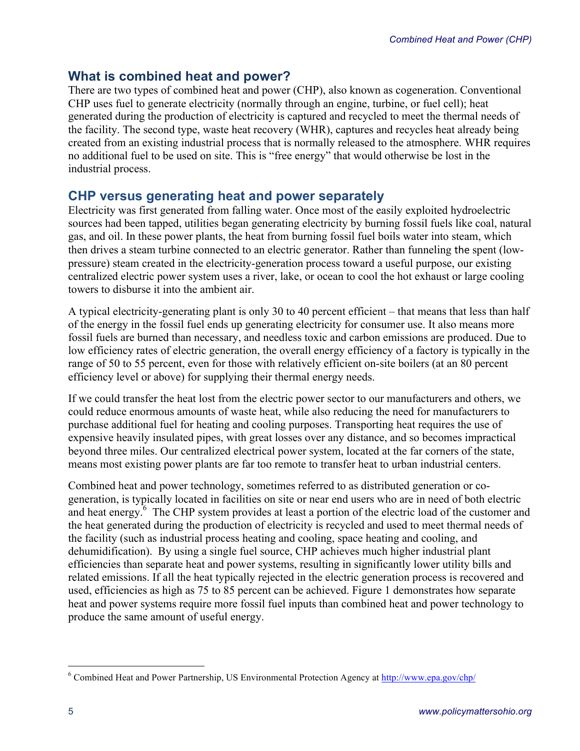## What is combined heat and power?

There are two types of combined heat and power (CHP), also known as cogeneration. Conventional CHP uses fuel to generate electricity (normally through an engine, turbine, or fuel cell); heat generated during the production of electricity is captured and recycled to meet the thermal needs of the facility. The second type, waste heat recovery (WHR), captures and recycles heat already being created from an existing industrial process that is normally released to the atmosphere. WHR requires no additional fuel to be used on site. This is "free energy" that would otherwise be lost in the industrial process.

## CHP versus generating heat and power separately

Electricity was first generated from falling water. Once most of the easily exploited hydroelectric sources had been tapped, utilities began generating electricity by burning fossil fuels like coal, natural gas, and oil. In these power plants, the heat from burning fossil fuel boils water into steam, which then drives a steam turbine connected to an electric generator. Rather than funneling the spent (low-pressure) steam created in the electricity-generation process toward a useful purpose, our existing centralized electric power system uses a river, lake, or ocean to cool the hot exhaust or large cooling towers to disburse it into the ambient air.

A typical electricity-generating plant is only 30 to 40 percent efficient – that means that less than half of the energy in the fossil fuel ends up generating electricity for consumer use. It also means more fossil fuels are burned than necessary, and needless toxic and carbon emissions are produced. Due to low efficiency rates of electric generation, the overall energy efficiency of a factory is typically in the range of 50 to 55 percent, even for those with relatively efficient on-site boilers (at an 80 percent efficiency level or above) for supplying their thermal energy needs.

If we could transfer the heat lost from the electric power sector to our manufacturers and others, we could reduce enormous amounts of waste heat, while also reducing the need for manufacturers to purchase additional fuel for heating and cooling purposes. Transporting heat requires the use of expensive heavily insulated pipes, with great losses over any distance, and so becomes impractical beyond three miles. Our centralized electrical power system, located at the far corners of the state, means most existing power plants are far too remote to transfer heat to urban industrial centers.

Combined heat and power technology, sometimes referred to as distributed generation or co-generation, is typically located in facilities on site or near end users who are in need of both electric and heat energy.[6] The CHP system provides at least a portion of the electric load of the customer and the heat generated during the production of electricity is recycled and used to meet thermal needs of the facility (such as industrial process heating and cooling, space heating and cooling, and dehumidification). By using a single fuel source, CHP achieves much higher industrial plant efficiencies than separate heat and power systems, resulting in significantly lower utility bills and related emissions. If all the heat typically rejected in the electric generation process is recovered and used, efficiencies as high as 75 to 85 percent can be achieved. Figure 1 demonstrates how separate heat and power systems require more fossil fuel inputs than combined heat and power technology to produce the same amount of useful energy.

[6] Combined Heat and Power Partnership, US Environmental Protection Agency at http://www.epa.gov/chp/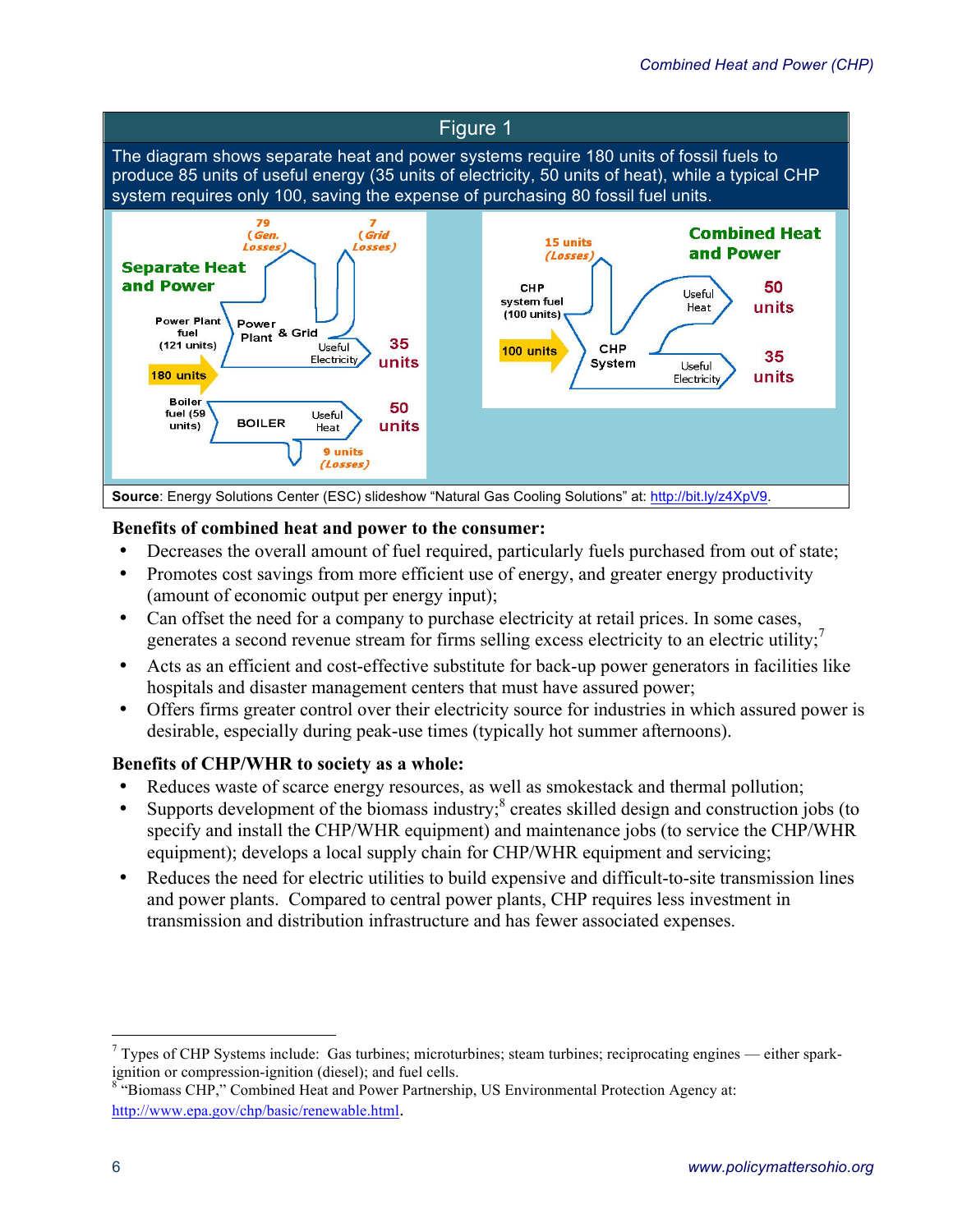## Figure 1

The diagram shows separate heat and power systems require 180 units of fossil fuels to produce 85 units of useful energy (35 units of electricity, 50 units of heat), while a typical CHP system requires only 100, saving the expense of purchasing 80 fossil fuel units.

Separate Heat and Power

79 (Gen. Losses)

7 (Grid Losses)

Power Plant fuel (121 units)

Power Plant & Grid

Useful Electricity

35 units

180 units

Boiler fuel (59 units)

BOILER

Useful Heat

50 units

9 units (Losses)

Combined Heat and Power

15 units (Losses)

CHP system fuel (100 units)

100 units

CHP System

Useful Heat

50 units

Useful Electricity

35 units

**Source**: Energy Solutions Center (ESC) slideshow "Natural Gas Cooling Solutions" at: http://bit.ly/z4XpV9.

**Benefits of combined heat and power to the consumer:**

- Decreases the overall amount of fuel required, particularly fuels purchased from out of state;
- Promotes cost savings from more efficient use of energy, and greater energy productivity (amount of economic output per energy input);
- Can offset the need for a company to purchase electricity at retail prices. In some cases, generates a second revenue stream for firms selling excess electricity to an electric utility;[7]
- Acts as an efficient and cost-effective substitute for back-up power generators in facilities like hospitals and disaster management centers that must have assured power;
- Offers firms greater control over their electricity source for industries in which assured power is desirable, especially during peak-use times (typically hot summer afternoons).

**Benefits of CHP/WHR to society as a whole:**

- Reduces waste of scarce energy resources, as well as smokestack and thermal pollution;
- Supports development of the biomass industry;[8] creates skilled design and construction jobs (to specify and install the CHP/WHR equipment) and maintenance jobs (to service the CHP/WHR equipment); develops a local supply chain for CHP/WHR equipment and servicing;
- Reduces the need for electric utilities to build expensive and difficult-to-site transmission lines and power plants. Compared to central power plants, CHP requires less investment in transmission and distribution infrastructure and has fewer associated expenses.

---

[7] Types of CHP Systems include: Gas turbines; microturbines; steam turbines; reciprocating engines — either spark-ignition or compression-ignition (diesel); and fuel cells.

[8] "Biomass CHP," Combined Heat and Power Partnership, US Environmental Protection Agency at: http://www.epa.gov/chp/basic/renewable.html.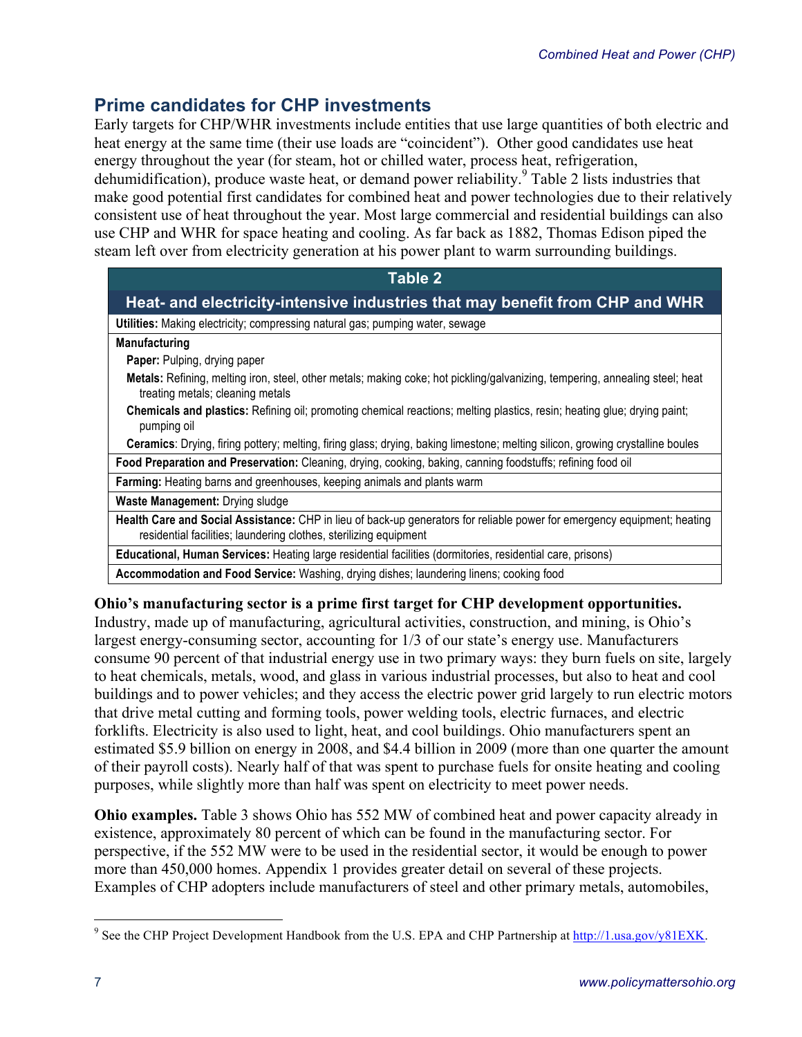## Prime candidates for CHP investments

Early targets for CHP/WHR investments include entities that use large quantities of both electric and heat energy at the same time (their use loads are "coincident"). Other good candidates use heat energy throughout the year (for steam, hot or chilled water, process heat, refrigeration, dehumidification), produce waste heat, or demand power reliability.[9] Table 2 lists industries that make good potential first candidates for combined heat and power technologies due to their relatively consistent use of heat throughout the year. Most large commercial and residential buildings can also use CHP and WHR for space heating and cooling. As far back as 1882, Thomas Edison piped the steam left over from electricity generation at his power plant to warm surrounding buildings.

| Table 2<br>Heat- and electricity-intensive industries that may benefit from CHP and WHR |
|---|
| **Utilities:** Making electricity; compressing natural gas; pumping water, sewage |
| **Manufacturing**<br>**Paper:** Pulping, drying paper<br>**Metals:** Refining, melting iron, steel, other metals; making coke; hot pickling/galvanizing, tempering, annealing steel; heat treating metals; cleaning metals<br>**Chemicals and plastics:** Refining oil; promoting chemical reactions; melting plastics, resin; heating glue; drying paint; pumping oil<br>**Ceramics**: Drying, firing pottery; melting, firing glass; drying, baking limestone; melting silicon, growing crystalline boules |
| **Food Preparation and Preservation:** Cleaning, drying, cooking, baking, canning foodstuffs; refining food oil |
| **Farming:** Heating barns and greenhouses, keeping animals and plants warm |
| **Waste Management:** Drying sludge |
| **Health Care and Social Assistance:** CHP in lieu of back-up generators for reliable power for emergency equipment; heating residential facilities; laundering clothes, sterilizing equipment |
| **Educational, Human Services:** Heating large residential facilities (dormitories, residential care, prisons) |
| **Accommodation and Food Service:** Washing, drying dishes; laundering linens; cooking food |

**Ohio's manufacturing sector is a prime first target for CHP development opportunities.** Industry, made up of manufacturing, agricultural activities, construction, and mining, is Ohio's largest energy-consuming sector, accounting for 1/3 of our state's energy use. Manufacturers consume 90 percent of that industrial energy use in two primary ways: they burn fuels on site, largely to heat chemicals, metals, wood, and glass in various industrial processes, but also to heat and cool buildings and to power vehicles; and they access the electric power grid largely to run electric motors that drive metal cutting and forming tools, power welding tools, electric furnaces, and electric forklifts. Electricity is also used to light, heat, and cool buildings. Ohio manufacturers spent an estimated $5.9 billion on energy in 2008, and $4.4 billion in 2009 (more than one quarter the amount of their payroll costs). Nearly half of that was spent to purchase fuels for onsite heating and cooling purposes, while slightly more than half was spent on electricity to meet power needs.

**Ohio examples.** Table 3 shows Ohio has 552 MW of combined heat and power capacity already in existence, approximately 80 percent of which can be found in the manufacturing sector. For perspective, if the 552 MW were to be used in the residential sector, it would be enough to power more than 450,000 homes. Appendix 1 provides greater detail on several of these projects. Examples of CHP adopters include manufacturers of steel and other primary metals, automobiles,

[9] See the CHP Project Development Handbook from the U.S. EPA and CHP Partnership at http://1.usa.gov/y81EXK.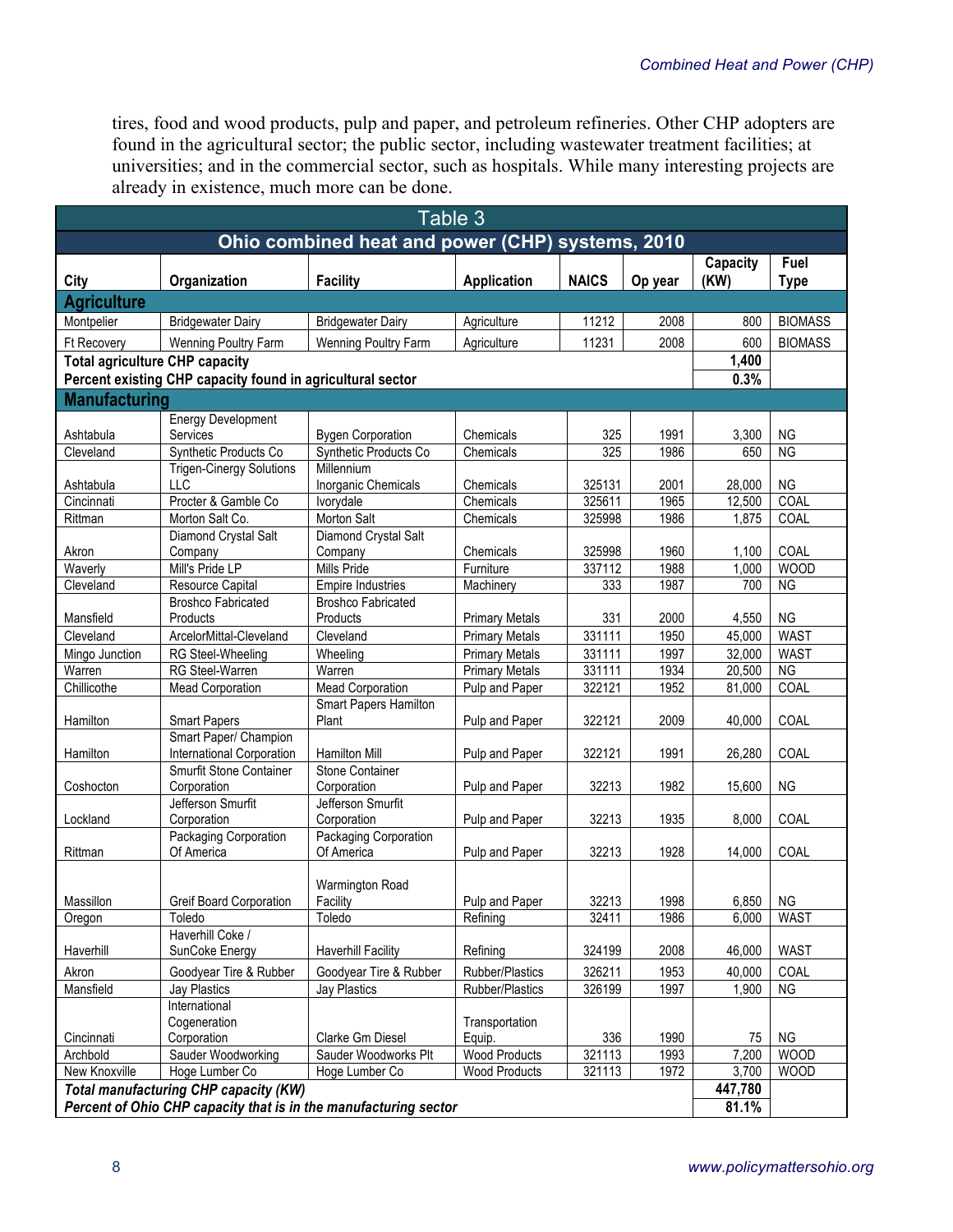tires, food and wood products, pulp and paper, and petroleum refineries. Other CHP adopters are found in the agricultural sector; the public sector, including wastewater treatment facilities; at universities; and in the commercial sector, such as hospitals. While many interesting projects are already in existence, much more can be done.

**Table 3**

**Ohio combined heat and power (CHP) systems, 2010**

| City | Organization | Facility | Application | NAICS | Op year | Capacity (KW) | Fuel Type |
|---|---|---|---|---|---|---|---|
| **Agriculture** | | | | | | | |
| Montpelier | Bridgewater Dairy | Bridgewater Dairy | Agriculture | 11212 | 2008 | 800 | BIOMASS |
| Ft Recovery | Wenning Poultry Farm | Wenning Poultry Farm | Agriculture | 11231 | 2008 | 600 | BIOMASS |
| **Total agriculture CHP capacity** | | | | | | **1,400** | |
| **Percent existing CHP capacity found in agricultural sector** | | | | | | **0.3%** | |
| **Manufacturing** | | | | | | | |
| Ashtabula | Energy Development Services | Bygen Corporation | Chemicals | 325 | 1991 | 3,300 | NG |
| Cleveland | Synthetic Products Co | Synthetic Products Co | Chemicals | 325 | 1986 | 650 | NG |
| Ashtabula | Trigen-Cinergy Solutions LLC | Millennium Inorganic Chemicals | Chemicals | 325131 | 2001 | 28,000 | NG |
| Cincinnati | Procter & Gamble Co | Ivorydale | Chemicals | 325611 | 1965 | 12,500 | COAL |
| Rittman | Morton Salt Co. | Morton Salt | Chemicals | 325998 | 1986 | 1,875 | COAL |
| Akron | Diamond Crystal Salt Company | Diamond Crystal Salt Company | Chemicals | 325998 | 1960 | 1,100 | COAL |
| Waverly | Mill's Pride LP | Mills Pride | Furniture | 337112 | 1988 | 1,000 | WOOD |
| Cleveland | Resource Capital | Empire Industries | Machinery | 333 | 1987 | 700 | NG |
| Mansfield | Broshco Fabricated Products | Broshco Fabricated Products | Primary Metals | 331 | 2000 | 4,550 | NG |
| Cleveland | ArcelorMittal-Cleveland | Cleveland | Primary Metals | 331111 | 1950 | 45,000 | WAST |
| Mingo Junction | RG Steel-Wheeling | Wheeling | Primary Metals | 331111 | 1997 | 32,000 | WAST |
| Warren | RG Steel-Warren | Warren | Primary Metals | 331111 | 1934 | 20,500 | NG |
| Chillicothe | Mead Corporation | Mead Corporation | Pulp and Paper | 322121 | 1952 | 81,000 | COAL |
| Hamilton | Smart Papers | Smart Papers Hamilton Plant | Pulp and Paper | 322121 | 2009 | 40,000 | COAL |
| Hamilton | Smart Paper/ Champion International Corporation | Hamilton Mill | Pulp and Paper | 322121 | 1991 | 26,280 | COAL |
| Coshocton | Smurfit Stone Container Corporation | Stone Container Corporation | Pulp and Paper | 32213 | 1982 | 15,600 | NG |
| Lockland | Jefferson Smurfit Corporation | Jefferson Smurfit Corporation | Pulp and Paper | 32213 | 1935 | 8,000 | COAL |
| Rittman | Packaging Corporation Of America | Packaging Corporation Of America | Pulp and Paper | 32213 | 1928 | 14,000 | COAL |
| Massillon | Greif Board Corporation | Warmington Road Facility | Pulp and Paper | 32213 | 1998 | 6,850 | NG |
| Oregon | Toledo | Toledo | Refining | 32411 | 1986 | 6,000 | WAST |
| Haverhill | Haverhill Coke / SunCoke Energy | Haverhill Facility | Refining | 324199 | 2008 | 46,000 | WAST |
| Akron | Goodyear Tire & Rubber | Goodyear Tire & Rubber | Rubber/Plastics | 326211 | 1953 | 40,000 | COAL |
| Mansfield | Jay Plastics | Jay Plastics | Rubber/Plastics | 326199 | 1997 | 1,900 | NG |
| Cincinnati | International Cogeneration Corporation | Clarke Gm Diesel | Transportation Equip. | 336 | 1990 | 75 | NG |
| Archbold | Sauder Woodworking | Sauder Woodworks Plt | Wood Products | 321113 | 1993 | 7,200 | WOOD |
| New Knoxville | Hoge Lumber Co | Hoge Lumber Co | Wood Products | 321113 | 1972 | 3,700 | WOOD |
| ***Total manufacturing CHP capacity (KW)*** | | | | | | **447,780** | |
| ***Percent of Ohio CHP capacity that is in the manufacturing sector*** | | | | | | **81.1%** | |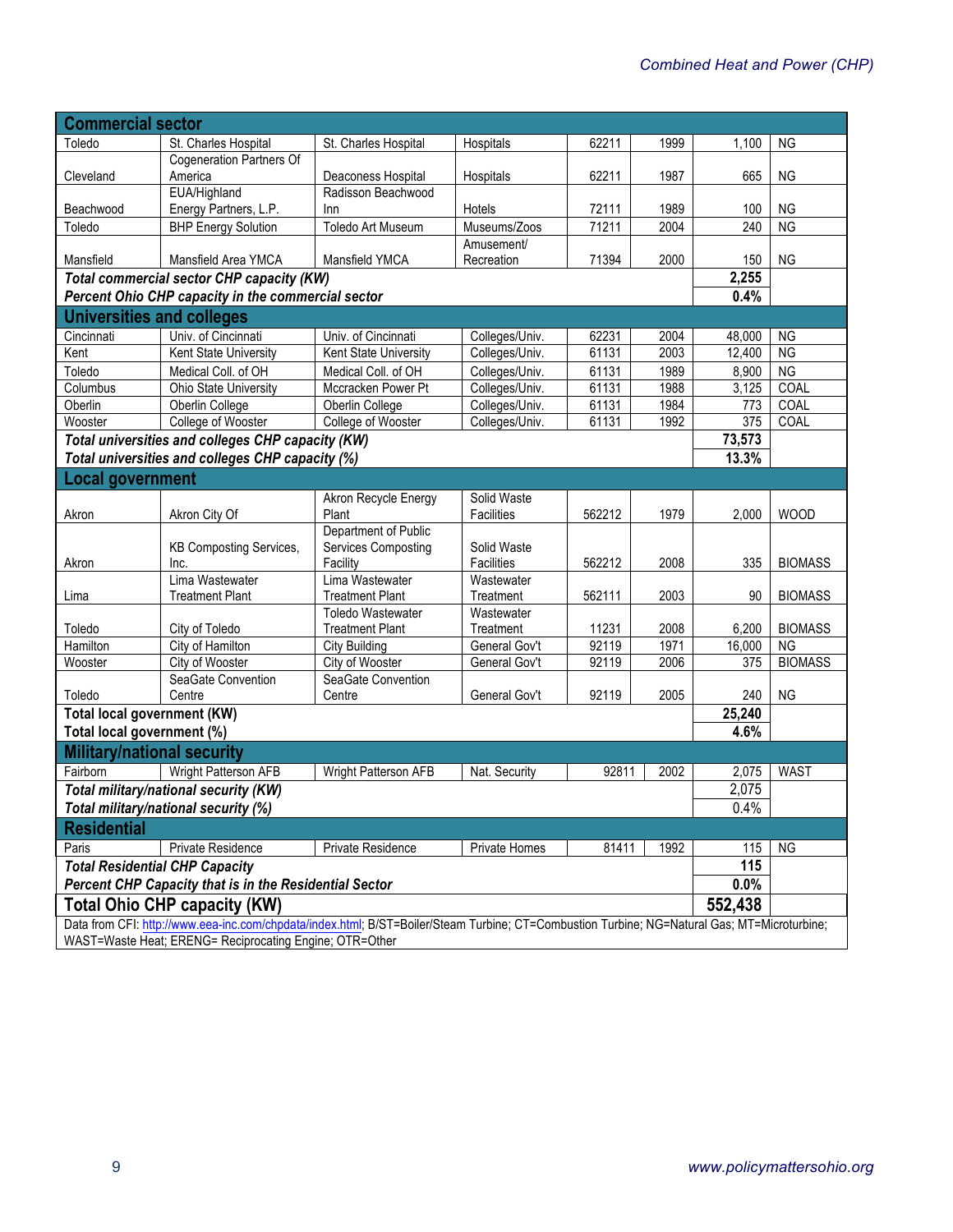| | | | | | | | |
|---|---|---|---|---|---|---|---|
| **Commercial sector** | | | | | | | |
| Toledo | St. Charles Hospital | St. Charles Hospital | Hospitals | 62211 | 1999 | 1,100 | NG |
| Cleveland | Cogeneration Partners Of America | Deaconess Hospital | Hospitals | 62211 | 1987 | 665 | NG |
| Beachwood | EUA/Highland Energy Partners, L.P. | Radisson Beachwood Inn | Hotels | 72111 | 1989 | 100 | NG |
| Toledo | BHP Energy Solution | Toledo Art Museum | Museums/Zoos | 71211 | 2004 | 240 | NG |
| Mansfield | Mansfield Area YMCA | Mansfield YMCA | Amusement/ Recreation | 71394 | 2000 | 150 | NG |
| ***Total commercial sector CHP capacity (KW)*** | | | | | | **2,255** | |
| ***Percent Ohio CHP capacity in the commercial sector*** | | | | | | **0.4%** | |
| **Universities and colleges** | | | | | | | |
| Cincinnati | Univ. of Cincinnati | Univ. of Cincinnati | Colleges/Univ. | 62231 | 2004 | 48,000 | NG |
| Kent | Kent State University | Kent State University | Colleges/Univ. | 61131 | 2003 | 12,400 | NG |
| Toledo | Medical Coll. of OH | Medical Coll. of OH | Colleges/Univ. | 61131 | 1989 | 8,900 | NG |
| Columbus | Ohio State University | Mccracken Power Pt | Colleges/Univ. | 61131 | 1988 | 3,125 | COAL |
| Oberlin | Oberlin College | Oberlin College | Colleges/Univ. | 61131 | 1984 | 773 | COAL |
| Wooster | College of Wooster | College of Wooster | Colleges/Univ. | 61131 | 1992 | 375 | COAL |
| ***Total universities and colleges CHP capacity (KW)*** | | | | | | **73,573** | |
| ***Total universities and colleges CHP capacity (%)*** | | | | | | **13.3%** | |
| **Local government** | | | | | | | |
| Akron | Akron City Of | Akron Recycle Energy Plant | Solid Waste Facilities | 562212 | 1979 | 2,000 | WOOD |
| Akron | KB Composting Services, Inc. | Department of Public Services Composting Facility | Solid Waste Facilities | 562212 | 2008 | 335 | BIOMASS |
| Lima | Lima Wastewater Treatment Plant | Lima Wastewater Treatment Plant | Wastewater Treatment | 562111 | 2003 | 90 | BIOMASS |
| Toledo | City of Toledo | Toledo Wastewater Treatment Plant | Wastewater Treatment | 11231 | 2008 | 6,200 | BIOMASS |
| Hamilton | City of Hamilton | City Building | General Gov't | 92119 | 1971 | 16,000 | NG |
| Wooster | City of Wooster | City of Wooster | General Gov't | 92119 | 2006 | 375 | BIOMASS |
| Toledo | SeaGate Convention Centre | SeaGate Convention Centre | General Gov't | 92119 | 2005 | 240 | NG |
| **Total local government (KW)** | | | | | | **25,240** | |
| **Total local government (%)** | | | | | | **4.6%** | |
| **Military/national security** | | | | | | | |
| Fairborn | Wright Patterson AFB | Wright Patterson AFB | Nat. Security | 92811 | 2002 | 2,075 | WAST |
| ***Total military/national security (KW)*** | | | | | | 2,075 | |
| ***Total military/national security (%)*** | | | | | | 0.4% | |
| **Residential** | | | | | | | |
| Paris | Private Residence | Private Residence | Private Homes | 81411 | 1992 | 115 | NG |
| ***Total Residential CHP Capacity*** | | | | | | **115** | |
| ***Percent CHP Capacity that is in the Residential Sector*** | | | | | | **0.0%** | |
| **Total Ohio CHP capacity (KW)** | | | | | | **552,438** | |

Data from CFI: http://www.eea-inc.com/chpdata/index.html; B/ST=Boiler/Steam Turbine; CT=Combustion Turbine; NG=Natural Gas; MT=Microturbine; WAST=Waste Heat; ERENG= Reciprocating Engine; OTR=Other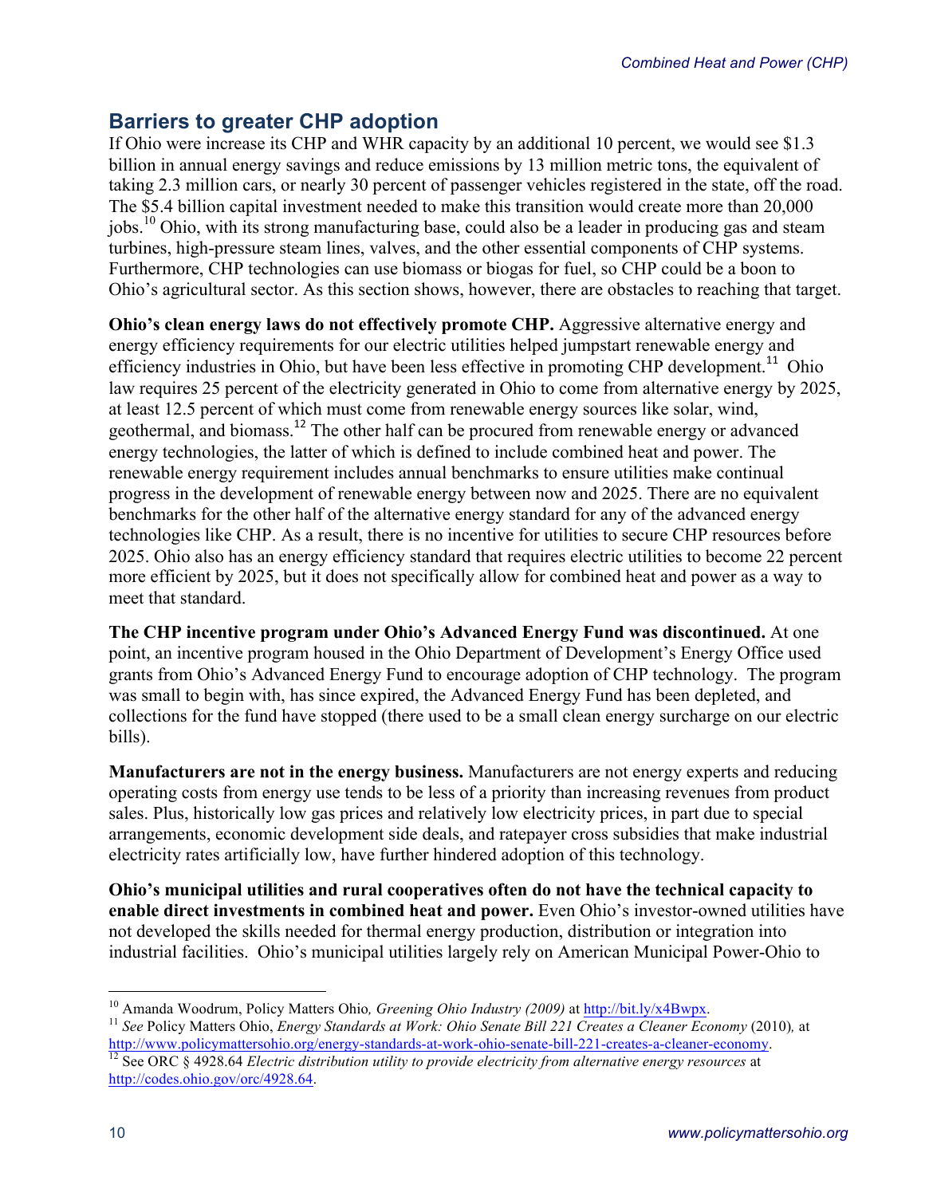## Barriers to greater CHP adoption

If Ohio were increase its CHP and WHR capacity by an additional 10 percent, we would see $1.3 billion in annual energy savings and reduce emissions by 13 million metric tons, the equivalent of taking 2.3 million cars, or nearly 30 percent of passenger vehicles registered in the state, off the road. The $5.4 billion capital investment needed to make this transition would create more than 20,000 jobs.[10] Ohio, with its strong manufacturing base, could also be a leader in producing gas and steam turbines, high-pressure steam lines, valves, and the other essential components of CHP systems. Furthermore, CHP technologies can use biomass or biogas for fuel, so CHP could be a boon to Ohio's agricultural sector. As this section shows, however, there are obstacles to reaching that target.

**Ohio's clean energy laws do not effectively promote CHP.** Aggressive alternative energy and energy efficiency requirements for our electric utilities helped jumpstart renewable energy and efficiency industries in Ohio, but have been less effective in promoting CHP development.[11] Ohio law requires 25 percent of the electricity generated in Ohio to come from alternative energy by 2025, at least 12.5 percent of which must come from renewable energy sources like solar, wind, geothermal, and biomass.[12] The other half can be procured from renewable energy or advanced energy technologies, the latter of which is defined to include combined heat and power. The renewable energy requirement includes annual benchmarks to ensure utilities make continual progress in the development of renewable energy between now and 2025. There are no equivalent benchmarks for the other half of the alternative energy standard for any of the advanced energy technologies like CHP. As a result, there is no incentive for utilities to secure CHP resources before 2025. Ohio also has an energy efficiency standard that requires electric utilities to become 22 percent more efficient by 2025, but it does not specifically allow for combined heat and power as a way to meet that standard.

**The CHP incentive program under Ohio's Advanced Energy Fund was discontinued.** At one point, an incentive program housed in the Ohio Department of Development's Energy Office used grants from Ohio's Advanced Energy Fund to encourage adoption of CHP technology. The program was small to begin with, has since expired, the Advanced Energy Fund has been depleted, and collections for the fund have stopped (there used to be a small clean energy surcharge on our electric bills).

**Manufacturers are not in the energy business.** Manufacturers are not energy experts and reducing operating costs from energy use tends to be less of a priority than increasing revenues from product sales. Plus, historically low gas prices and relatively low electricity prices, in part due to special arrangements, economic development side deals, and ratepayer cross subsidies that make industrial electricity rates artificially low, have further hindered adoption of this technology.

**Ohio's municipal utilities and rural cooperatives often do not have the technical capacity to enable direct investments in combined heat and power.** Even Ohio's investor-owned utilities have not developed the skills needed for thermal energy production, distribution or integration into industrial facilities. Ohio's municipal utilities largely rely on American Municipal Power-Ohio to

---

[10] Amanda Woodrum, Policy Matters Ohio, *Greening Ohio Industry (2009)* at http://bit.ly/x4Bwpx.

[11] *See* Policy Matters Ohio, *Energy Standards at Work: Ohio Senate Bill 221 Creates a Cleaner Economy* (2010), at http://www.policymattersohio.org/energy-standards-at-work-ohio-senate-bill-221-creates-a-cleaner-economy.

[12] See ORC § 4928.64 *Electric distribution utility to provide electricity from alternative energy resources* at http://codes.ohio.gov/orc/4928.64.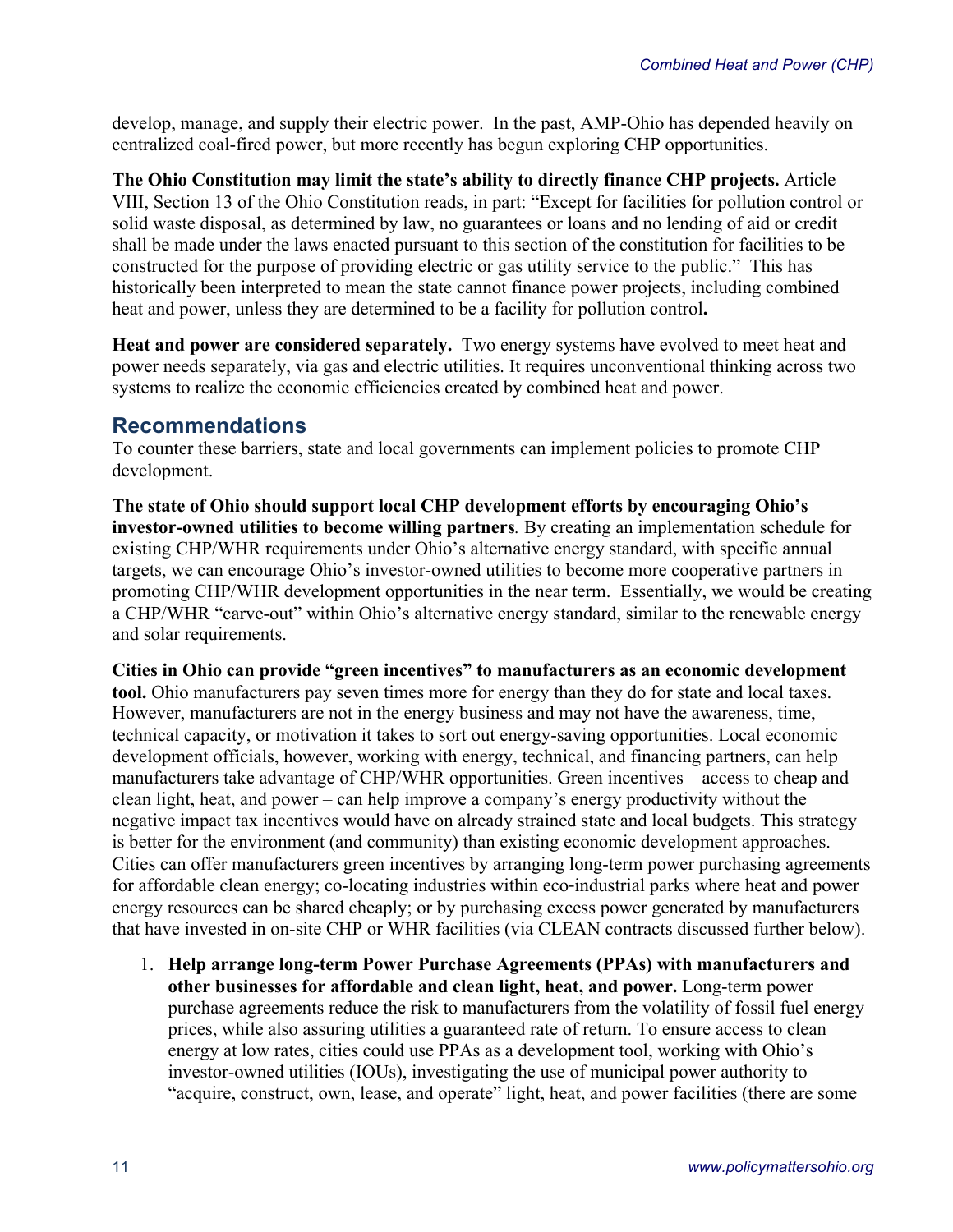develop, manage, and supply their electric power. In the past, AMP-Ohio has depended heavily on centralized coal-fired power, but more recently has begun exploring CHP opportunities.

**The Ohio Constitution may limit the state's ability to directly finance CHP projects.** Article VIII, Section 13 of the Ohio Constitution reads, in part: "Except for facilities for pollution control or solid waste disposal, as determined by law, no guarantees or loans and no lending of aid or credit shall be made under the laws enacted pursuant to this section of the constitution for facilities to be constructed for the purpose of providing electric or gas utility service to the public." This has historically been interpreted to mean the state cannot finance power projects, including combined heat and power, unless they are determined to be a facility for pollution control**.**

**Heat and power are considered separately.** Two energy systems have evolved to meet heat and power needs separately, via gas and electric utilities. It requires unconventional thinking across two systems to realize the economic efficiencies created by combined heat and power.

## Recommendations

To counter these barriers, state and local governments can implement policies to promote CHP development.

**The state of Ohio should support local CHP development efforts by encouraging Ohio's investor-owned utilities to become willing partners***.* By creating an implementation schedule for existing CHP/WHR requirements under Ohio's alternative energy standard, with specific annual targets, we can encourage Ohio's investor-owned utilities to become more cooperative partners in promoting CHP/WHR development opportunities in the near term. Essentially, we would be creating a CHP/WHR "carve-out" within Ohio's alternative energy standard, similar to the renewable energy and solar requirements.

**Cities in Ohio can provide "green incentives" to manufacturers as an economic development tool.** Ohio manufacturers pay seven times more for energy than they do for state and local taxes. However, manufacturers are not in the energy business and may not have the awareness, time, technical capacity, or motivation it takes to sort out energy-saving opportunities. Local economic development officials, however, working with energy, technical, and financing partners, can help manufacturers take advantage of CHP/WHR opportunities. Green incentives – access to cheap and clean light, heat, and power – can help improve a company's energy productivity without the negative impact tax incentives would have on already strained state and local budgets. This strategy is better for the environment (and community) than existing economic development approaches. Cities can offer manufacturers green incentives by arranging long-term power purchasing agreements for affordable clean energy; co-locating industries within eco-industrial parks where heat and power energy resources can be shared cheaply; or by purchasing excess power generated by manufacturers that have invested in on-site CHP or WHR facilities (via CLEAN contracts discussed further below).

1. **Help arrange long-term Power Purchase Agreements (PPAs) with manufacturers and other businesses for affordable and clean light, heat, and power.** Long-term power purchase agreements reduce the risk to manufacturers from the volatility of fossil fuel energy prices, while also assuring utilities a guaranteed rate of return. To ensure access to clean energy at low rates, cities could use PPAs as a development tool, working with Ohio's investor-owned utilities (IOUs), investigating the use of municipal power authority to "acquire, construct, own, lease, and operate" light, heat, and power facilities (there are some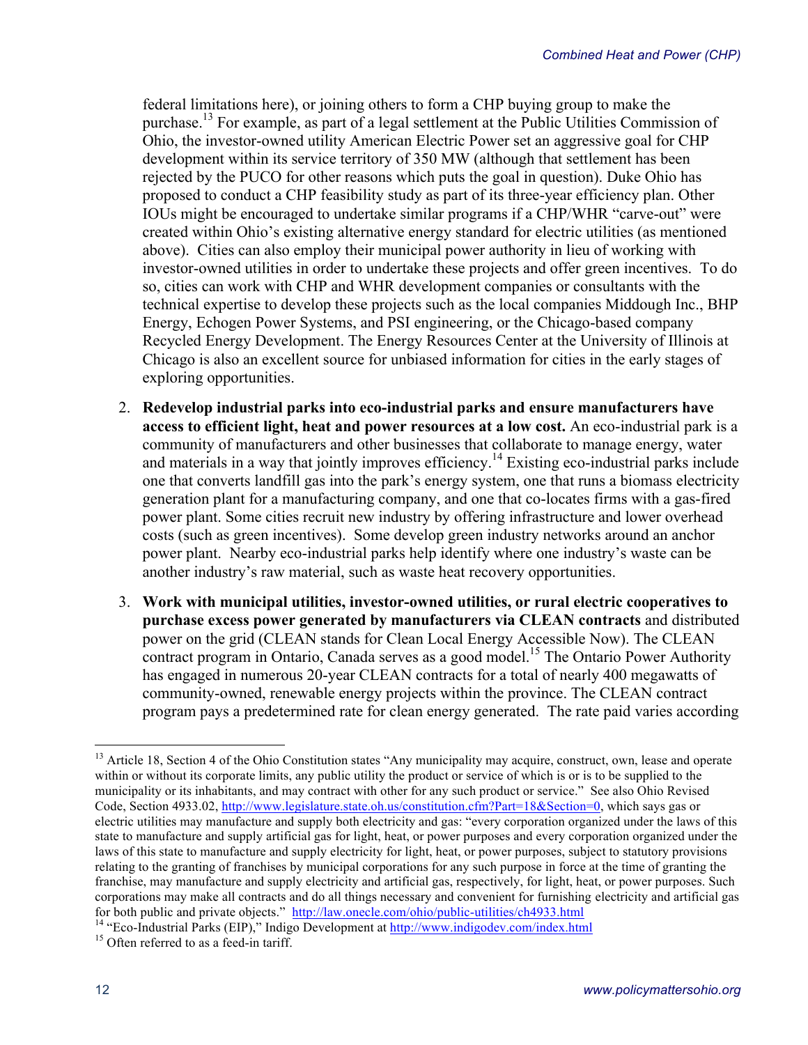federal limitations here), or joining others to form a CHP buying group to make the purchase.[13] For example, as part of a legal settlement at the Public Utilities Commission of Ohio, the investor-owned utility American Electric Power set an aggressive goal for CHP development within its service territory of 350 MW (although that settlement has been rejected by the PUCO for other reasons which puts the goal in question). Duke Ohio has proposed to conduct a CHP feasibility study as part of its three-year efficiency plan. Other IOUs might be encouraged to undertake similar programs if a CHP/WHR "carve-out" were created within Ohio's existing alternative energy standard for electric utilities (as mentioned above). Cities can also employ their municipal power authority in lieu of working with investor-owned utilities in order to undertake these projects and offer green incentives. To do so, cities can work with CHP and WHR development companies or consultants with the technical expertise to develop these projects such as the local companies Middough Inc., BHP Energy, Echogen Power Systems, and PSI engineering, or the Chicago-based company Recycled Energy Development. The Energy Resources Center at the University of Illinois at Chicago is also an excellent source for unbiased information for cities in the early stages of exploring opportunities.

2. **Redevelop industrial parks into eco-industrial parks and ensure manufacturers have access to efficient light, heat and power resources at a low cost.** An eco-industrial park is a community of manufacturers and other businesses that collaborate to manage energy, water and materials in a way that jointly improves efficiency.[14] Existing eco-industrial parks include one that converts landfill gas into the park's energy system, one that runs a biomass electricity generation plant for a manufacturing company, and one that co-locates firms with a gas-fired power plant. Some cities recruit new industry by offering infrastructure and lower overhead costs (such as green incentives). Some develop green industry networks around an anchor power plant. Nearby eco-industrial parks help identify where one industry's waste can be another industry's raw material, such as waste heat recovery opportunities.

3. **Work with municipal utilities, investor-owned utilities, or rural electric cooperatives to purchase excess power generated by manufacturers via CLEAN contracts** and distributed power on the grid (CLEAN stands for Clean Local Energy Accessible Now). The CLEAN contract program in Ontario, Canada serves as a good model.[15] The Ontario Power Authority has engaged in numerous 20-year CLEAN contracts for a total of nearly 400 megawatts of community-owned, renewable energy projects within the province. The CLEAN contract program pays a predetermined rate for clean energy generated. The rate paid varies according

---

[13] Article 18, Section 4 of the Ohio Constitution states "Any municipality may acquire, construct, own, lease and operate within or without its corporate limits, any public utility the product or service of which is or is to be supplied to the municipality or its inhabitants, and may contract with other for any such product or service." See also Ohio Revised Code, Section 4933.02, http://www.legislature.state.oh.us/constitution.cfm?Part=18&Section=0, which says gas or electric utilities may manufacture and supply both electricity and gas: "every corporation organized under the laws of this state to manufacture and supply artificial gas for light, heat, or power purposes and every corporation organized under the laws of this state to manufacture and supply electricity for light, heat, or power purposes, subject to statutory provisions relating to the granting of franchises by municipal corporations for any such purpose in force at the time of granting the franchise, may manufacture and supply electricity and artificial gas, respectively, for light, heat, or power purposes. Such corporations may make all contracts and do all things necessary and convenient for furnishing electricity and artificial gas for both public and private objects." http://law.onecle.com/ohio/public-utilities/ch4933.html

[14] "Eco-Industrial Parks (EIP)," Indigo Development at http://www.indigodev.com/index.html

[15] Often referred to as a feed-in tariff.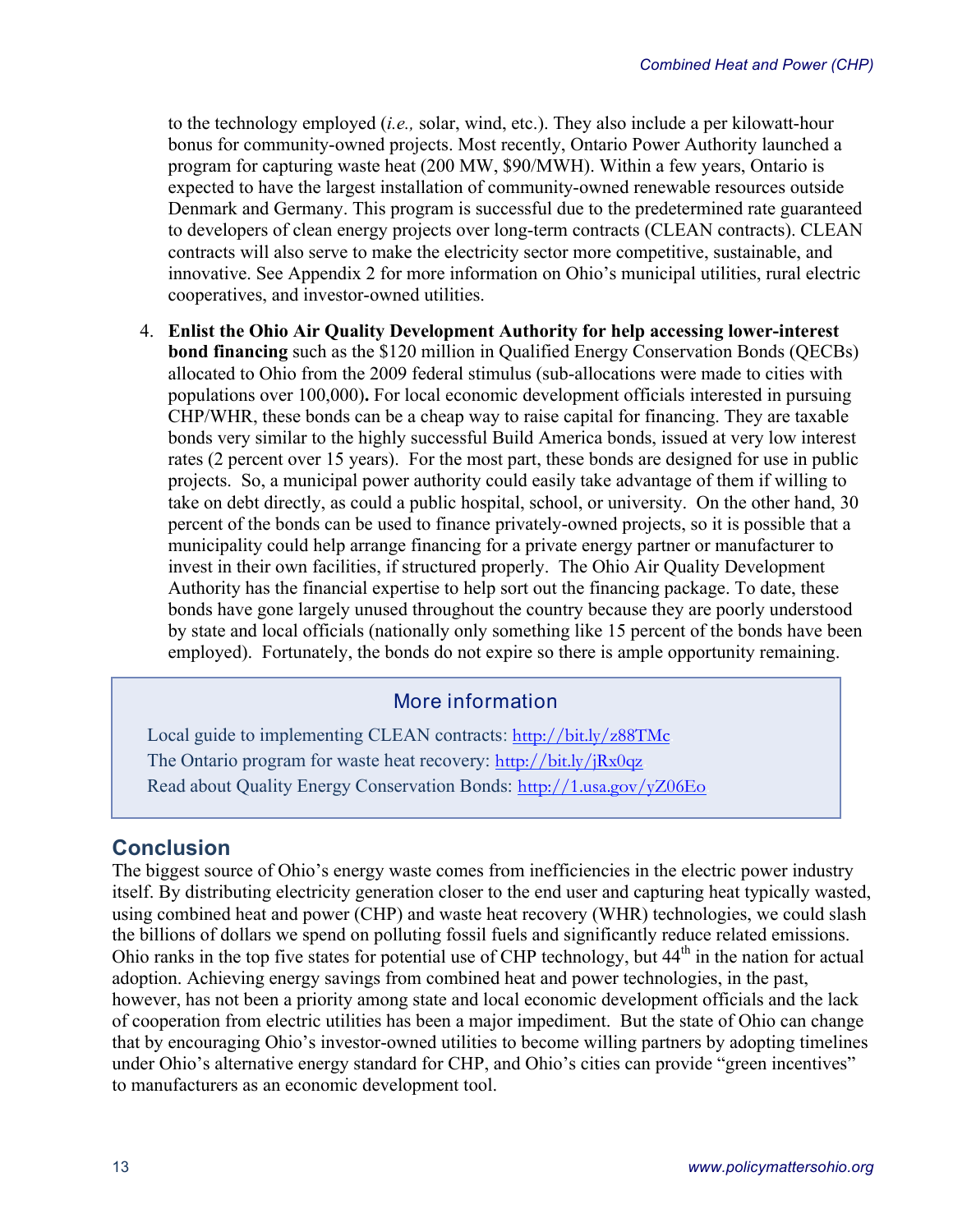to the technology employed (*i.e.,* solar, wind, etc.). They also include a per kilowatt-hour bonus for community-owned projects. Most recently, Ontario Power Authority launched a program for capturing waste heat (200 MW, $90/MWH). Within a few years, Ontario is expected to have the largest installation of community-owned renewable resources outside Denmark and Germany. This program is successful due to the predetermined rate guaranteed to developers of clean energy projects over long-term contracts (CLEAN contracts). CLEAN contracts will also serve to make the electricity sector more competitive, sustainable, and innovative. See Appendix 2 for more information on Ohio's municipal utilities, rural electric cooperatives, and investor-owned utilities.

4. **Enlist the Ohio Air Quality Development Authority for help accessing lower-interest bond financing** such as the $120 million in Qualified Energy Conservation Bonds (QECBs) allocated to Ohio from the 2009 federal stimulus (sub-allocations were made to cities with populations over 100,000)**.** For local economic development officials interested in pursuing CHP/WHR, these bonds can be a cheap way to raise capital for financing. They are taxable bonds very similar to the highly successful Build America bonds, issued at very low interest rates (2 percent over 15 years). For the most part, these bonds are designed for use in public projects. So, a municipal power authority could easily take advantage of them if willing to take on debt directly, as could a public hospital, school, or university. On the other hand, 30 percent of the bonds can be used to finance privately-owned projects, so it is possible that a municipality could help arrange financing for a private energy partner or manufacturer to invest in their own facilities, if structured properly. The Ohio Air Quality Development Authority has the financial expertise to help sort out the financing package. To date, these bonds have gone largely unused throughout the country because they are poorly understood by state and local officials (nationally only something like 15 percent of the bonds have been employed). Fortunately, the bonds do not expire so there is ample opportunity remaining.

### More information

Local guide to implementing CLEAN contracts: http://bit.ly/z88TMc
The Ontario program for waste heat recovery: http://bit.ly/jRx0qz
Read about Quality Energy Conservation Bonds: http://1.usa.gov/yZ06Eo

## Conclusion

The biggest source of Ohio's energy waste comes from inefficiencies in the electric power industry itself. By distributing electricity generation closer to the end user and capturing heat typically wasted, using combined heat and power (CHP) and waste heat recovery (WHR) technologies, we could slash the billions of dollars we spend on polluting fossil fuels and significantly reduce related emissions. Ohio ranks in the top five states for potential use of CHP technology, but 44th in the nation for actual adoption. Achieving energy savings from combined heat and power technologies, in the past, however, has not been a priority among state and local economic development officials and the lack of cooperation from electric utilities has been a major impediment. But the state of Ohio can change that by encouraging Ohio's investor-owned utilities to become willing partners by adopting timelines under Ohio's alternative energy standard for CHP, and Ohio's cities can provide "green incentives" to manufacturers as an economic development tool.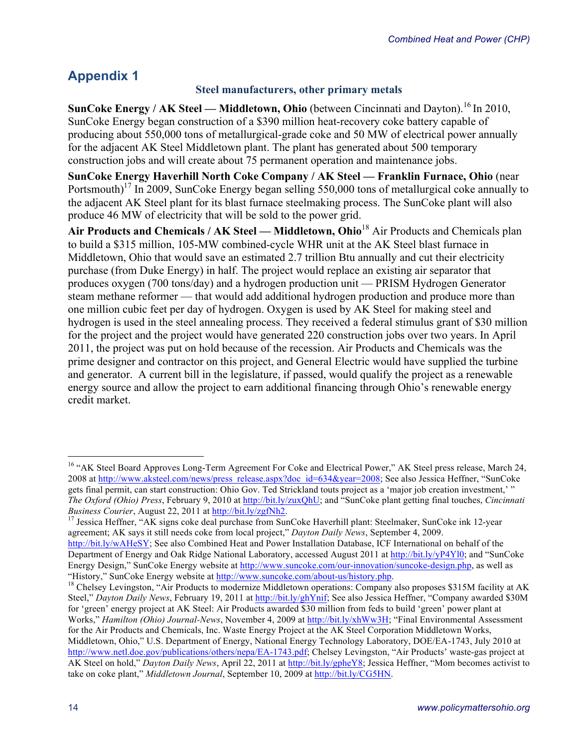## Appendix 1

### Steel manufacturers, other primary metals

**SunCoke Energy / AK Steel — Middletown, Ohio** (between Cincinnati and Dayton).[16] In 2010, SunCoke Energy began construction of a $390 million heat-recovery coke battery capable of producing about 550,000 tons of metallurgical-grade coke and 50 MW of electrical power annually for the adjacent AK Steel Middletown plant. The plant has generated about 500 temporary construction jobs and will create about 75 permanent operation and maintenance jobs.

**SunCoke Energy Haverhill North Coke Company / AK Steel — Franklin Furnace, Ohio** (near Portsmouth)[17] In 2009, SunCoke Energy began selling 550,000 tons of metallurgical coke annually to the adjacent AK Steel plant for its blast furnace steelmaking process. The SunCoke plant will also produce 46 MW of electricity that will be sold to the power grid.

**Air Products and Chemicals / AK Steel — Middletown, Ohio**[18] Air Products and Chemicals plan to build a $315 million, 105-MW combined-cycle WHR unit at the AK Steel blast furnace in Middletown, Ohio that would save an estimated 2.7 trillion Btu annually and cut their electricity purchase (from Duke Energy) in half. The project would replace an existing air separator that produces oxygen (700 tons/day) and a hydrogen production unit — PRISM Hydrogen Generator steam methane reformer — that would add additional hydrogen production and produce more than one million cubic feet per day of hydrogen. Oxygen is used by AK Steel for making steel and hydrogen is used in the steel annealing process. They received a federal stimulus grant of $30 million for the project and the project would have generated 220 construction jobs over two years. In April 2011, the project was put on hold because of the recession. Air Products and Chemicals was the prime designer and contractor on this project, and General Electric would have supplied the turbine and generator. A current bill in the legislature, if passed, would qualify the project as a renewable energy source and allow the project to earn additional financing through Ohio's renewable energy credit market.

---

[16] "AK Steel Board Approves Long-Term Agreement For Coke and Electrical Power," AK Steel press release, March 24, 2008 at http://www.aksteel.com/news/press_release.aspx?doc_id=634&year=2008; See also Jessica Heffner, "SunCoke gets final permit, can start construction: Ohio Gov. Ted Strickland touts project as a 'major job creation investment,' " *The Oxford (Ohio) Press*, February 9, 2010 at http://bit.ly/zuxQhU; and "SunCoke plant getting final touches, *Cincinnati Business Courier*, August 22, 2011 at http://bit.ly/zgfNh2.

[17] Jessica Heffner, "AK signs coke deal purchase from SunCoke Haverhill plant: Steelmaker, SunCoke ink 12-year agreement; AK says it still needs coke from local project," *Dayton Daily News*, September 4, 2009. http://bit.ly/wAHeSY; See also Combined Heat and Power Installation Database, ICF International on behalf of the Department of Energy and Oak Ridge National Laboratory, accessed August 2011 at http://bit.ly/yP4Yl0; and "SunCoke Energy Design," SunCoke Energy website at http://www.suncoke.com/our-innovation/suncoke-design.php, as well as "History," SunCoke Energy website at http://www.suncoke.com/about-us/history.php.

[18] Chelsey Levingston, "Air Products to modernize Middletown operations: Company also proposes $315M facility at AK Steel," *Dayton Daily News*, February 19, 2011 at http://bit.ly/ghYnif; See also Jessica Heffner, "Company awarded $30M for 'green' energy project at AK Steel: Air Products awarded $30 million from feds to build 'green' power plant at Works," *Hamilton (Ohio) Journal-News*, November 4, 2009 at http://bit.ly/xhWw3H; "Final Environmental Assessment for the Air Products and Chemicals, Inc. Waste Energy Project at the AK Steel Corporation Middletown Works, Middletown, Ohio," U.S. Department of Energy, National Energy Technology Laboratory, DOE/EA-1743, July 2010 at http://www.netl.doe.gov/publications/others/nepa/EA-1743.pdf; Chelsey Levingston, "Air Products' waste-gas project at AK Steel on hold," *Dayton Daily News*, April 22, 2011 at http://bit.ly/gpheY8; Jessica Heffner, "Mom becomes activist to take on coke plant," *Middletown Journal*, September 10, 2009 at http://bit.ly/CG5HN.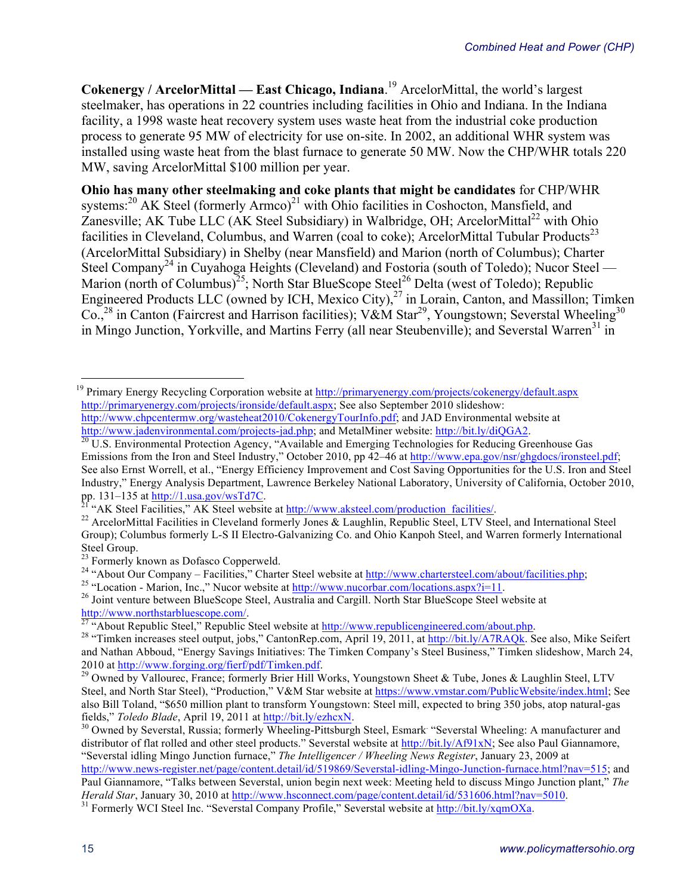**Cokenergy / ArcelorMittal — East Chicago, Indiana**.[19] ArcelorMittal, the world's largest steelmaker, has operations in 22 countries including facilities in Ohio and Indiana. In the Indiana facility, a 1998 waste heat recovery system uses waste heat from the industrial coke production process to generate 95 MW of electricity for use on-site. In 2002, an additional WHR system was installed using waste heat from the blast furnace to generate 50 MW. Now the CHP/WHR totals 220 MW, saving ArcelorMittal $100 million per year.

**Ohio has many other steelmaking and coke plants that might be candidates** for CHP/WHR systems:[20] AK Steel (formerly Armco)[21] with Ohio facilities in Coshocton, Mansfield, and Zanesville; AK Tube LLC (AK Steel Subsidiary) in Walbridge, OH; ArcelorMittal[22] with Ohio facilities in Cleveland, Columbus, and Warren (coal to coke); ArcelorMittal Tubular Products[23] (ArcelorMittal Subsidiary) in Shelby (near Mansfield) and Marion (north of Columbus); Charter Steel Company[24] in Cuyahoga Heights (Cleveland) and Fostoria (south of Toledo); Nucor Steel — Marion (north of Columbus)[25]; North Star BlueScope Steel[26] Delta (west of Toledo); Republic Engineered Products LLC (owned by ICH, Mexico City),[27] in Lorain, Canton, and Massillon; Timken Co.,[28] in Canton (Faircrest and Harrison facilities); V&M Star[29], Youngstown; Severstal Wheeling[30] in Mingo Junction, Yorkville, and Martins Ferry (all near Steubenville); and Severstal Warren[31] in

---

[19] Primary Energy Recycling Corporation website at http://primaryenergy.com/projects/cokenergy/default.aspx http://primaryenergy.com/projects/ironside/default.aspx; See also September 2010 slideshow: http://www.chpcentermw.org/wasteheat2010/CokenergyTourInfo.pdf; and JAD Environmental website at http://www.jadenvironmental.com/projects-jad.php; and MetalMiner website: http://bit.ly/diQGA2.

[20] U.S. Environmental Protection Agency, "Available and Emerging Technologies for Reducing Greenhouse Gas Emissions from the Iron and Steel Industry," October 2010, pp 42–46 at http://www.epa.gov/nsr/ghgdocs/ironsteel.pdf; See also Ernst Worrell, et al., "Energy Efficiency Improvement and Cost Saving Opportunities for the U.S. Iron and Steel Industry," Energy Analysis Department, Lawrence Berkeley National Laboratory, University of California, October 2010, pp. 131–135 at http://1.usa.gov/wsTd7C.

[21] "AK Steel Facilities," AK Steel website at http://www.aksteel.com/production_facilities/.

[22] ArcelorMittal Facilities in Cleveland formerly Jones & Laughlin, Republic Steel, LTV Steel, and International Steel Group); Columbus formerly L-S II Electro-Galvanizing Co. and Ohio Kanpoh Steel, and Warren formerly International Steel Group.

[23] Formerly known as Dofasco Copperweld.

[24] "About Our Company – Facilities," Charter Steel website at http://www.chartersteel.com/about/facilities.php;

[25] "Location - Marion, Inc.," Nucor website at http://www.nucorbar.com/locations.aspx?i=11.

[26] Joint venture between BlueScope Steel, Australia and Cargill. North Star BlueScope Steel website at http://www.northstarbluescope.com/.

[27] "About Republic Steel," Republic Steel website at http://www.republicengineered.com/about.php.

[28] "Timken increases steel output, jobs," CantonRep.com, April 19, 2011, at http://bit.ly/A7RAQk. See also, Mike Seifert and Nathan Abboud, "Energy Savings Initiatives: The Timken Company's Steel Business," Timken slideshow, March 24, 2010 at http://www.forging.org/fierf/pdf/Timken.pdf.

[29] Owned by Vallourec, France; formerly Brier Hill Works, Youngstown Sheet & Tube, Jones & Laughlin Steel, LTV Steel, and North Star Steel), "Production," V&M Star website at https://www.vmstar.com/PublicWebsite/index.html; See also Bill Toland, "$650 million plant to transform Youngstown: Steel mill, expected to bring 350 jobs, atop natural-gas fields," *Toledo Blade*, April 19, 2011 at http://bit.ly/ezhcxN.

[30] Owned by Severstal, Russia; formerly Wheeling-Pittsburgh Steel, Esmark. "Severstal Wheeling: A manufacturer and distributor of flat rolled and other steel products." Severstal website at http://bit.ly/Af91xN; See also Paul Giannamore, "Severstal idling Mingo Junction furnace," *The Intelligencer / Wheeling News Register*, January 23, 2009 at http://www.news-register.net/page/content.detail/id/519869/Severstal-idling-Mingo-Junction-furnace.html?nav=515; and Paul Giannamore, "Talks between Severstal, union begin next week: Meeting held to discuss Mingo Junction plant," *The Herald Star*, January 30, 2010 at http://www.hsconnect.com/page/content.detail/id/531606.html?nav=5010.

[31] Formerly WCI Steel Inc. "Severstal Company Profile," Severstal website at http://bit.ly/xqmOXa.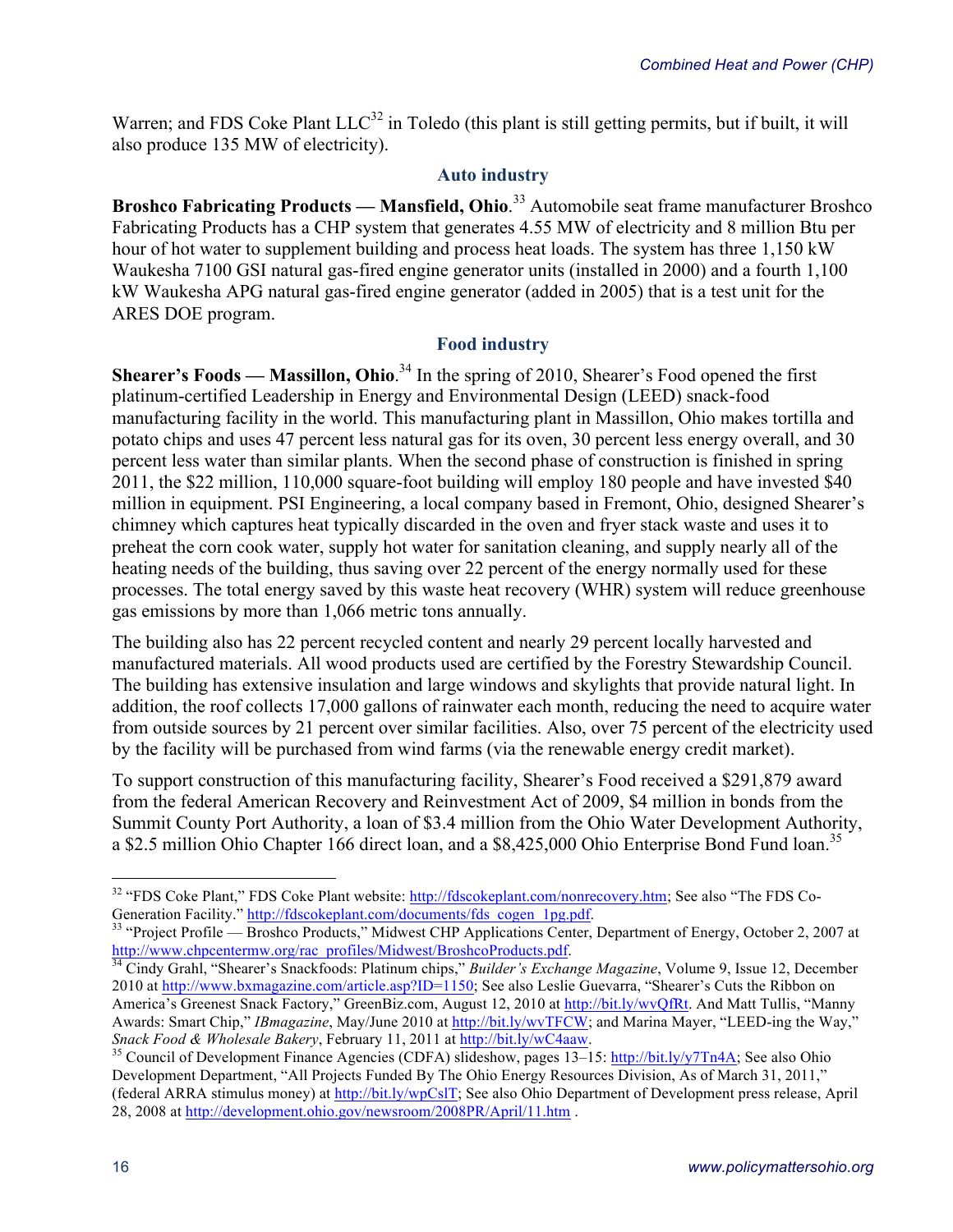Warren; and FDS Coke Plant LLC[32] in Toledo (this plant is still getting permits, but if built, it will also produce 135 MW of electricity).

### Auto industry

**Broshco Fabricating Products — Mansfield, Ohio**.[33] Automobile seat frame manufacturer Broshco Fabricating Products has a CHP system that generates 4.55 MW of electricity and 8 million Btu per hour of hot water to supplement building and process heat loads. The system has three 1,150 kW Waukesha 7100 GSI natural gas-fired engine generator units (installed in 2000) and a fourth 1,100 kW Waukesha APG natural gas-fired engine generator (added in 2005) that is a test unit for the ARES DOE program.

### Food industry

**Shearer's Foods — Massillon, Ohio**.[34] In the spring of 2010, Shearer's Food opened the first platinum-certified Leadership in Energy and Environmental Design (LEED) snack-food manufacturing facility in the world. This manufacturing plant in Massillon, Ohio makes tortilla and potato chips and uses 47 percent less natural gas for its oven, 30 percent less energy overall, and 30 percent less water than similar plants. When the second phase of construction is finished in spring 2011, the $22 million, 110,000 square-foot building will employ 180 people and have invested $40 million in equipment. PSI Engineering, a local company based in Fremont, Ohio, designed Shearer's chimney which captures heat typically discarded in the oven and fryer stack waste and uses it to preheat the corn cook water, supply hot water for sanitation cleaning, and supply nearly all of the heating needs of the building, thus saving over 22 percent of the energy normally used for these processes. The total energy saved by this waste heat recovery (WHR) system will reduce greenhouse gas emissions by more than 1,066 metric tons annually.

The building also has 22 percent recycled content and nearly 29 percent locally harvested and manufactured materials. All wood products used are certified by the Forestry Stewardship Council. The building has extensive insulation and large windows and skylights that provide natural light. In addition, the roof collects 17,000 gallons of rainwater each month, reducing the need to acquire water from outside sources by 21 percent over similar facilities. Also, over 75 percent of the electricity used by the facility will be purchased from wind farms (via the renewable energy credit market).

To support construction of this manufacturing facility, Shearer's Food received a $291,879 award from the federal American Recovery and Reinvestment Act of 2009, $4 million in bonds from the Summit County Port Authority, a loan of $3.4 million from the Ohio Water Development Authority, a $2.5 million Ohio Chapter 166 direct loan, and a $8,425,000 Ohio Enterprise Bond Fund loan.[35]

---

[32] "FDS Coke Plant," FDS Coke Plant website: http://fdscokeplant.com/nonrecovery.htm; See also "The FDS Co-Generation Facility." http://fdscokeplant.com/documents/fds_cogen_1pg.pdf.

[33] "Project Profile — Broshco Products," Midwest CHP Applications Center, Department of Energy, October 2, 2007 at http://www.chpcentermw.org/rac_profiles/Midwest/BroshcoProducts.pdf.

[34] Cindy Grahl, "Shearer's Snackfoods: Platinum chips," *Builder's Exchange Magazine*, Volume 9, Issue 12, December 2010 at http://www.bxmagazine.com/article.asp?ID=1150; See also Leslie Guevarra, "Shearer's Cuts the Ribbon on America's Greenest Snack Factory," GreenBiz.com, August 12, 2010 at http://bit.ly/wvQfRt. And Matt Tullis, "Manny Awards: Smart Chip," *IBmagazine*, May/June 2010 at http://bit.ly/wvTFCW; and Marina Mayer, "LEED-ing the Way," *Snack Food & Wholesale Bakery*, February 11, 2011 at http://bit.ly/wC4aaw.

[35] Council of Development Finance Agencies (CDFA) slideshow, pages 13–15: http://bit.ly/y7Tn4A; See also Ohio Development Department, "All Projects Funded By The Ohio Energy Resources Division, As of March 31, 2011," (federal ARRA stimulus money) at http://bit.ly/wpCslT; See also Ohio Department of Development press release, April 28, 2008 at http://development.ohio.gov/newsroom/2008PR/April/11.htm .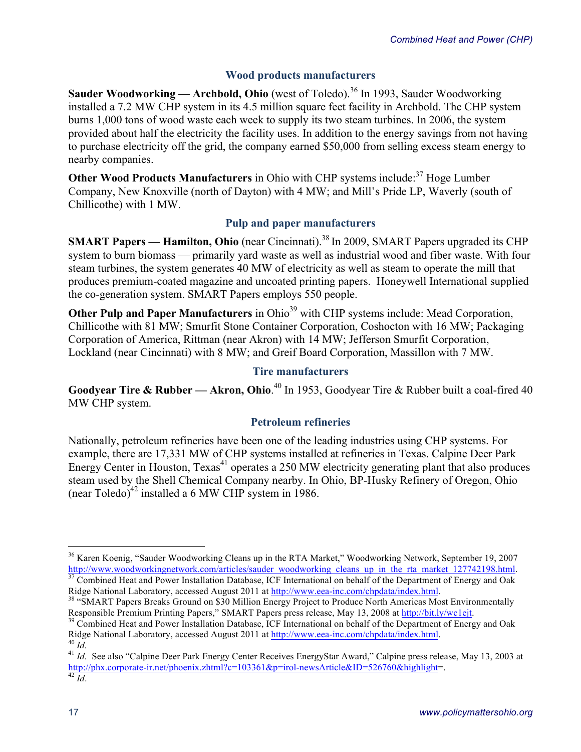### Wood products manufacturers

**Sauder Woodworking — Archbold, Ohio** (west of Toledo).[36] In 1993, Sauder Woodworking installed a 7.2 MW CHP system in its 4.5 million square feet facility in Archbold. The CHP system burns 1,000 tons of wood waste each week to supply its two steam turbines. In 2006, the system provided about half the electricity the facility uses. In addition to the energy savings from not having to purchase electricity off the grid, the company earned $50,000 from selling excess steam energy to nearby companies.

**Other Wood Products Manufacturers** in Ohio with CHP systems include:[37] Hoge Lumber Company, New Knoxville (north of Dayton) with 4 MW; and Mill's Pride LP, Waverly (south of Chillicothe) with 1 MW.

### Pulp and paper manufacturers

**SMART Papers — Hamilton, Ohio** (near Cincinnati).[38] In 2009, SMART Papers upgraded its CHP system to burn biomass — primarily yard waste as well as industrial wood and fiber waste. With four steam turbines, the system generates 40 MW of electricity as well as steam to operate the mill that produces premium-coated magazine and uncoated printing papers. Honeywell International supplied the co-generation system. SMART Papers employs 550 people.

**Other Pulp and Paper Manufacturers** in Ohio[39] with CHP systems include: Mead Corporation, Chillicothe with 81 MW; Smurfit Stone Container Corporation, Coshocton with 16 MW; Packaging Corporation of America, Rittman (near Akron) with 14 MW; Jefferson Smurfit Corporation, Lockland (near Cincinnati) with 8 MW; and Greif Board Corporation, Massillon with 7 MW.

### Tire manufacturers

**Goodyear Tire & Rubber — Akron, Ohio**.[40] In 1953, Goodyear Tire & Rubber built a coal-fired 40 MW CHP system.

### Petroleum refineries

Nationally, petroleum refineries have been one of the leading industries using CHP systems. For example, there are 17,331 MW of CHP systems installed at refineries in Texas. Calpine Deer Park Energy Center in Houston, Texas[41] operates a 250 MW electricity generating plant that also produces steam used by the Shell Chemical Company nearby. In Ohio, BP-Husky Refinery of Oregon, Ohio (near Toledo)[42] installed a 6 MW CHP system in 1986.

---

[36] Karen Koenig, "Sauder Woodworking Cleans up in the RTA Market," Woodworking Network, September 19, 2007 http://www.woodworkingnetwork.com/articles/sauder_woodworking_cleans_up_in_the_rta_market_127742198.html.

[37] Combined Heat and Power Installation Database, ICF International on behalf of the Department of Energy and Oak Ridge National Laboratory, accessed August 2011 at http://www.eea-inc.com/chpdata/index.html.

[38] "SMART Papers Breaks Ground on $30 Million Energy Project to Produce North Americas Most Environmentally Responsible Premium Printing Papers," SMART Papers press release, May 13, 2008 at http://bit.ly/wc1ejt.

[39] Combined Heat and Power Installation Database, ICF International on behalf of the Department of Energy and Oak Ridge National Laboratory, accessed August 2011 at http://www.eea-inc.com/chpdata/index.html.

[40] *Id.*

[41] *Id.* See also "Calpine Deer Park Energy Center Receives EnergyStar Award," Calpine press release, May 13, 2003 at http://phx.corporate-ir.net/phoenix.zhtml?c=103361&p=irol-newsArticle&ID=526760&highlight=.

[42] *Id*.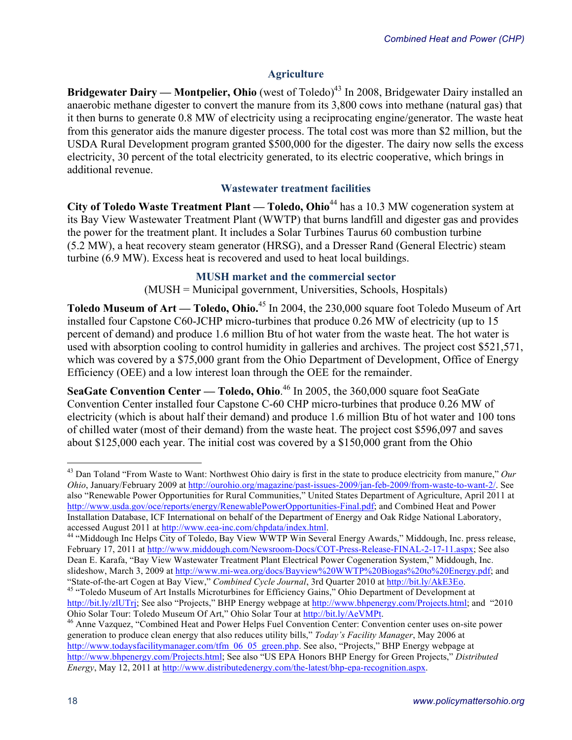### Agriculture

**Bridgewater Dairy — Montpelier, Ohio** (west of Toledo)[43] In 2008, Bridgewater Dairy installed an anaerobic methane digester to convert the manure from its 3,800 cows into methane (natural gas) that it then burns to generate 0.8 MW of electricity using a reciprocating engine/generator. The waste heat from this generator aids the manure digester process. The total cost was more than $2 million, but the USDA Rural Development program granted $500,000 for the digester. The dairy now sells the excess electricity, 30 percent of the total electricity generated, to its electric cooperative, which brings in additional revenue.

### Wastewater treatment facilities

**City of Toledo Waste Treatment Plant — Toledo, Ohio**[44] has a 10.3 MW cogeneration system at its Bay View Wastewater Treatment Plant (WWTP) that burns landfill and digester gas and provides the power for the treatment plant. It includes a Solar Turbines Taurus 60 combustion turbine (5.2 MW), a heat recovery steam generator (HRSG), and a Dresser Rand (General Electric) steam turbine (6.9 MW). Excess heat is recovered and used to heat local buildings.

### MUSH market and the commercial sector

(MUSH = Municipal government, Universities, Schools, Hospitals)

**Toledo Museum of Art — Toledo, Ohio.**[45] In 2004, the 230,000 square foot Toledo Museum of Art installed four Capstone C60-JCHP micro-turbines that produce 0.26 MW of electricity (up to 15 percent of demand) and produce 1.6 million Btu of hot water from the waste heat. The hot water is used with absorption cooling to control humidity in galleries and archives. The project cost $521,571, which was covered by a $75,000 grant from the Ohio Department of Development, Office of Energy Efficiency (OEE) and a low interest loan through the OEE for the remainder.

**SeaGate Convention Center — Toledo, Ohio**.[46] In 2005, the 360,000 square foot SeaGate Convention Center installed four Capstone C-60 CHP micro-turbines that produce 0.26 MW of electricity (which is about half their demand) and produce 1.6 million Btu of hot water and 100 tons of chilled water (most of their demand) from the waste heat. The project cost $596,097 and saves about $125,000 each year. The initial cost was covered by a $150,000 grant from the Ohio

---

[43] Dan Toland "From Waste to Want: Northwest Ohio dairy is first in the state to produce electricity from manure," *Our Ohio*, January/February 2009 at http://ourohio.org/magazine/past-issues-2009/jan-feb-2009/from-waste-to-want-2/. See also "Renewable Power Opportunities for Rural Communities," United States Department of Agriculture, April 2011 at http://www.usda.gov/oce/reports/energy/RenewablePowerOpportunities-Final.pdf; and Combined Heat and Power Installation Database, ICF International on behalf of the Department of Energy and Oak Ridge National Laboratory, accessed August 2011 at http://www.eea-inc.com/chpdata/index.html.

[44] "Middough Inc Helps City of Toledo, Bay View WWTP Win Several Energy Awards," Middough, Inc. press release, February 17, 2011 at http://www.middough.com/Newsroom-Docs/COT-Press-Release-FINAL-2-17-11.aspx; See also Dean E. Karafa, "Bay View Wastewater Treatment Plant Electrical Power Cogeneration System," Middough, Inc. slideshow, March 3, 2009 at http://www.mi-wea.org/docs/Bayview%20WWTP%20Biogas%20to%20Energy.pdf; and "State-of-the-art Cogen at Bay View," *Combined Cycle Journal*, 3rd Quarter 2010 at http://bit.ly/AkE3Eo.

[45] "Toledo Museum of Art Installs Microturbines for Efficiency Gains," Ohio Department of Development at http://bit.ly/zlUTrj; See also "Projects," BHP Energy webpage at http://www.bhpenergy.com/Projects.html; and "2010 Ohio Solar Tour: Toledo Museum Of Art," Ohio Solar Tour at http://bit.ly/AeVMPt.

[46] Anne Vazquez, "Combined Heat and Power Helps Fuel Convention Center: Convention center uses on-site power generation to produce clean energy that also reduces utility bills," *Today's Facility Manager*, May 2006 at http://www.todaysfacilitymanager.com/tfm_06_05_green.php. See also, "Projects," BHP Energy webpage at http://www.bhpenergy.com/Projects.html; See also "US EPA Honors BHP Energy for Green Projects," *Distributed Energy*, May 12, 2011 at http://www.distributedenergy.com/the-latest/bhp-epa-recognition.aspx.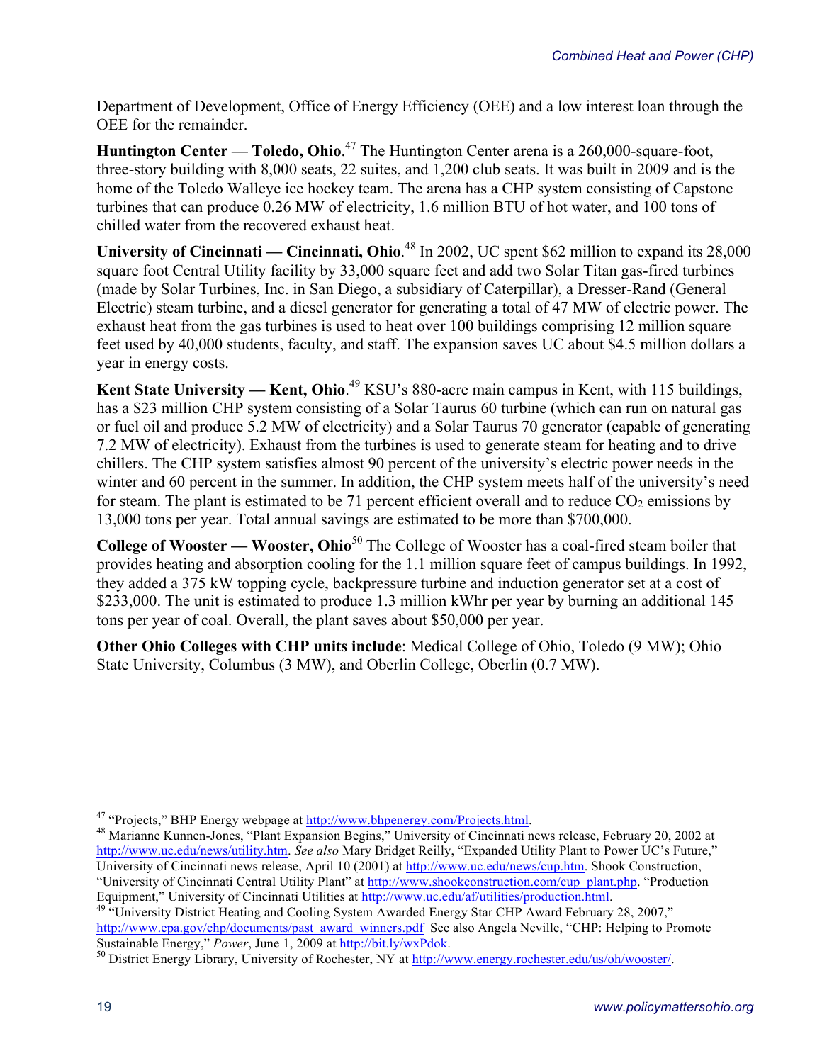Department of Development, Office of Energy Efficiency (OEE) and a low interest loan through the OEE for the remainder.

**Huntington Center — Toledo, Ohio**.[47] The Huntington Center arena is a 260,000-square-foot, three-story building with 8,000 seats, 22 suites, and 1,200 club seats. It was built in 2009 and is the home of the Toledo Walleye ice hockey team. The arena has a CHP system consisting of Capstone turbines that can produce 0.26 MW of electricity, 1.6 million BTU of hot water, and 100 tons of chilled water from the recovered exhaust heat.

**University of Cincinnati — Cincinnati, Ohio**.[48] In 2002, UC spent $62 million to expand its 28,000 square foot Central Utility facility by 33,000 square feet and add two Solar Titan gas-fired turbines (made by Solar Turbines, Inc. in San Diego, a subsidiary of Caterpillar), a Dresser-Rand (General Electric) steam turbine, and a diesel generator for generating a total of 47 MW of electric power. The exhaust heat from the gas turbines is used to heat over 100 buildings comprising 12 million square feet used by 40,000 students, faculty, and staff. The expansion saves UC about $4.5 million dollars a year in energy costs.

**Kent State University — Kent, Ohio**.[49] KSU's 880-acre main campus in Kent, with 115 buildings, has a $23 million CHP system consisting of a Solar Taurus 60 turbine (which can run on natural gas or fuel oil and produce 5.2 MW of electricity) and a Solar Taurus 70 generator (capable of generating 7.2 MW of electricity). Exhaust from the turbines is used to generate steam for heating and to drive chillers. The CHP system satisfies almost 90 percent of the university's electric power needs in the winter and 60 percent in the summer. In addition, the CHP system meets half of the university's need for steam. The plant is estimated to be 71 percent efficient overall and to reduce $CO_2$ emissions by 13,000 tons per year. Total annual savings are estimated to be more than $700,000.

**College of Wooster — Wooster, Ohio**[50] The College of Wooster has a coal-fired steam boiler that provides heating and absorption cooling for the 1.1 million square feet of campus buildings. In 1992, they added a 375 kW topping cycle, backpressure turbine and induction generator set at a cost of $233,000. The unit is estimated to produce 1.3 million kWhr per year by burning an additional 145 tons per year of coal. Overall, the plant saves about $50,000 per year.

**Other Ohio Colleges with CHP units include**: Medical College of Ohio, Toledo (9 MW); Ohio State University, Columbus (3 MW), and Oberlin College, Oberlin (0.7 MW).

---

[47] "Projects," BHP Energy webpage at http://www.bhpenergy.com/Projects.html.

[48] Marianne Kunnen-Jones, "Plant Expansion Begins," University of Cincinnati news release, February 20, 2002 at http://www.uc.edu/news/utility.htm. *See also* Mary Bridget Reilly, "Expanded Utility Plant to Power UC's Future," University of Cincinnati news release, April 10 (2001) at http://www.uc.edu/news/cup.htm. Shook Construction, "University of Cincinnati Central Utility Plant" at http://www.shookconstruction.com/cup_plant.php. "Production Equipment," University of Cincinnati Utilities at http://www.uc.edu/af/utilities/production.html.

[49] "University District Heating and Cooling System Awarded Energy Star CHP Award February 28, 2007," http://www.epa.gov/chp/documents/past_award_winners.pdf See also Angela Neville, "CHP: Helping to Promote Sustainable Energy," *Power*, June 1, 2009 at http://bit.ly/wxPdok.

[50] District Energy Library, University of Rochester, NY at http://www.energy.rochester.edu/us/oh/wooster/.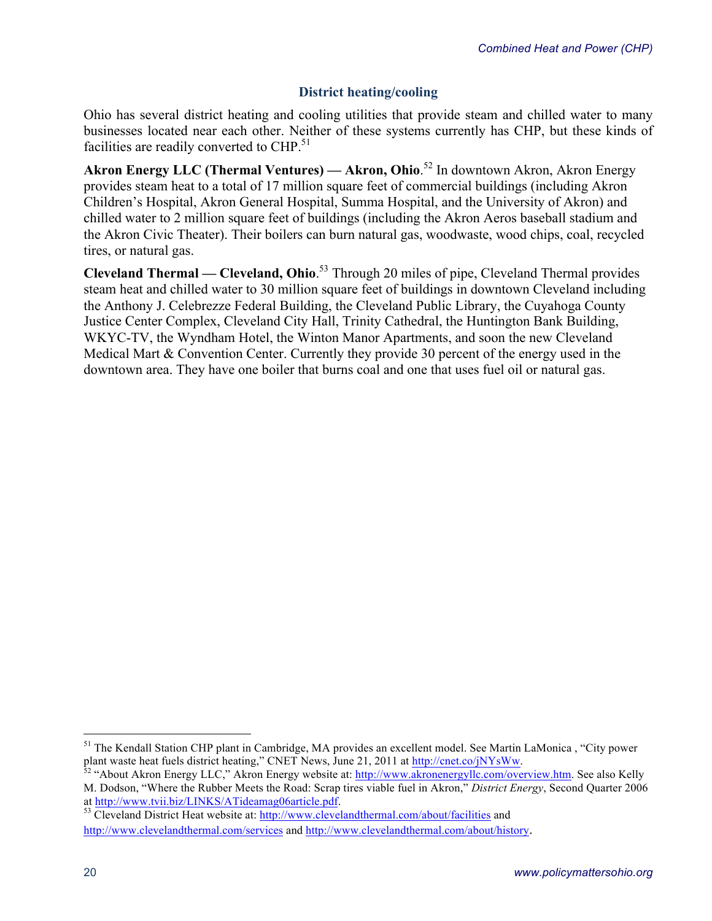### District heating/cooling

Ohio has several district heating and cooling utilities that provide steam and chilled water to many businesses located near each other. Neither of these systems currently has CHP, but these kinds of facilities are readily converted to CHP.[51]

**Akron Energy LLC (Thermal Ventures) — Akron, Ohio**.[52] In downtown Akron, Akron Energy provides steam heat to a total of 17 million square feet of commercial buildings (including Akron Children's Hospital, Akron General Hospital, Summa Hospital, and the University of Akron) and chilled water to 2 million square feet of buildings (including the Akron Aeros baseball stadium and the Akron Civic Theater). Their boilers can burn natural gas, woodwaste, wood chips, coal, recycled tires, or natural gas.

**Cleveland Thermal — Cleveland, Ohio**.[53] Through 20 miles of pipe, Cleveland Thermal provides steam heat and chilled water to 30 million square feet of buildings in downtown Cleveland including the Anthony J. Celebrezze Federal Building, the Cleveland Public Library, the Cuyahoga County Justice Center Complex, Cleveland City Hall, Trinity Cathedral, the Huntington Bank Building, WKYC-TV, the Wyndham Hotel, the Winton Manor Apartments, and soon the new Cleveland Medical Mart & Convention Center. Currently they provide 30 percent of the energy used in the downtown area. They have one boiler that burns coal and one that uses fuel oil or natural gas.

---

[51] The Kendall Station CHP plant in Cambridge, MA provides an excellent model. See Martin LaMonica , "City power plant waste heat fuels district heating," CNET News, June 21, 2011 at http://cnet.co/jNYsWw.

[52] "About Akron Energy LLC," Akron Energy website at: http://www.akronenergyllc.com/overview.htm. See also Kelly M. Dodson, "Where the Rubber Meets the Road: Scrap tires viable fuel in Akron," *District Energy*, Second Quarter 2006 at http://www.tvii.biz/LINKS/ATideamag06article.pdf.

[53] Cleveland District Heat website at: http://www.clevelandthermal.com/about/facilities and http://www.clevelandthermal.com/services and http://www.clevelandthermal.com/about/history.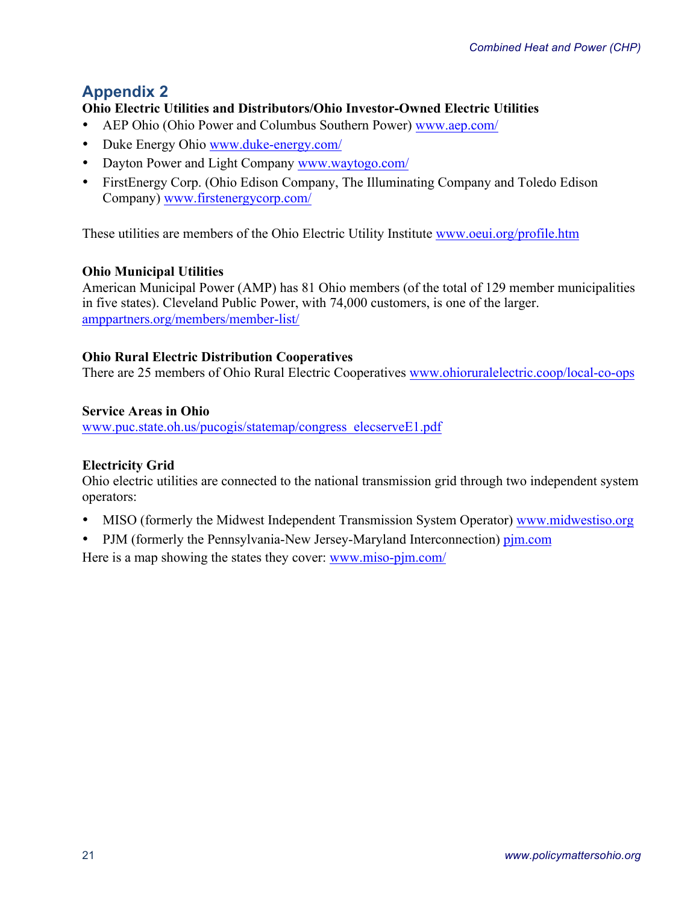## Appendix 2

**Ohio Electric Utilities and Distributors/Ohio Investor-Owned Electric Utilities**

- AEP Ohio (Ohio Power and Columbus Southern Power) www.aep.com/
- Duke Energy Ohio www.duke-energy.com/
- Dayton Power and Light Company www.waytogo.com/
- FirstEnergy Corp. (Ohio Edison Company, The Illuminating Company and Toledo Edison Company) www.firstenergycorp.com/

These utilities are members of the Ohio Electric Utility Institute www.oeui.org/profile.htm

**Ohio Municipal Utilities**

American Municipal Power (AMP) has 81 Ohio members (of the total of 129 member municipalities in five states). Cleveland Public Power, with 74,000 customers, is one of the larger.
amppartners.org/members/member-list/

**Ohio Rural Electric Distribution Cooperatives**

There are 25 members of Ohio Rural Electric Cooperatives www.ohioruralelectric.coop/local-co-ops

**Service Areas in Ohio**

www.puc.state.oh.us/pucogis/statemap/congress_elecserveE1.pdf

**Electricity Grid**

Ohio electric utilities are connected to the national transmission grid through two independent system operators:

- MISO (formerly the Midwest Independent Transmission System Operator) www.midwestiso.org
- PJM (formerly the Pennsylvania-New Jersey-Maryland Interconnection) pjm.com

Here is a map showing the states they cover: www.miso-pjm.com/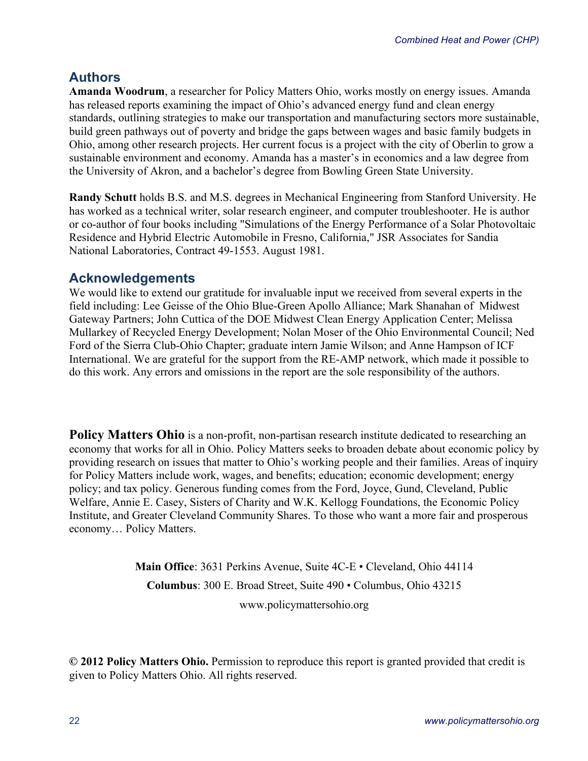## Authors

**Amanda Woodrum**, a researcher for Policy Matters Ohio, works mostly on energy issues. Amanda has released reports examining the impact of Ohio's advanced energy fund and clean energy standards, outlining strategies to make our transportation and manufacturing sectors more sustainable, build green pathways out of poverty and bridge the gaps between wages and basic family budgets in Ohio, among other research projects. Her current focus is a project with the city of Oberlin to grow a sustainable environment and economy. Amanda has a master's in economics and a law degree from the University of Akron, and a bachelor's degree from Bowling Green State University.

**Randy Schutt** holds B.S. and M.S. degrees in Mechanical Engineering from Stanford University. He has worked as a technical writer, solar research engineer, and computer troubleshooter. He is author or co-author of four books including "Simulations of the Energy Performance of a Solar Photovoltaic Residence and Hybrid Electric Automobile in Fresno, California," JSR Associates for Sandia National Laboratories, Contract 49-1553. August 1981.

## Acknowledgements

We would like to extend our gratitude for invaluable input we received from several experts in the field including: Lee Geisse of the Ohio Blue-Green Apollo Alliance; Mark Shanahan of Midwest Gateway Partners; John Cuttica of the DOE Midwest Clean Energy Application Center; Melissa Mullarkey of Recycled Energy Development; Nolan Moser of the Ohio Environmental Council; Ned Ford of the Sierra Club-Ohio Chapter; graduate intern Jamie Wilson; and Anne Hampson of ICF International. We are grateful for the support from the RE-AMP network, which made it possible to do this work. Any errors and omissions in the report are the sole responsibility of the authors.

**Policy Matters Ohio** is a non-profit, non-partisan research institute dedicated to researching an economy that works for all in Ohio. Policy Matters seeks to broaden debate about economic policy by providing research on issues that matter to Ohio's working people and their families. Areas of inquiry for Policy Matters include work, wages, and benefits; education; economic development; energy policy; and tax policy. Generous funding comes from the Ford, Joyce, Gund, Cleveland, Public Welfare, Annie E. Casey, Sisters of Charity and W.K. Kellogg Foundations, the Economic Policy Institute, and Greater Cleveland Community Shares. To those who want a more fair and prosperous economy… Policy Matters.

**Main Office**: 3631 Perkins Avenue, Suite 4C-E • Cleveland, Ohio 44114

**Columbus**: 300 E. Broad Street, Suite 490 • Columbus, Ohio 43215

www.policymattersohio.org

**© 2012 Policy Matters Ohio.** Permission to reproduce this report is granted provided that credit is given to Policy Matters Ohio. All rights reserved.